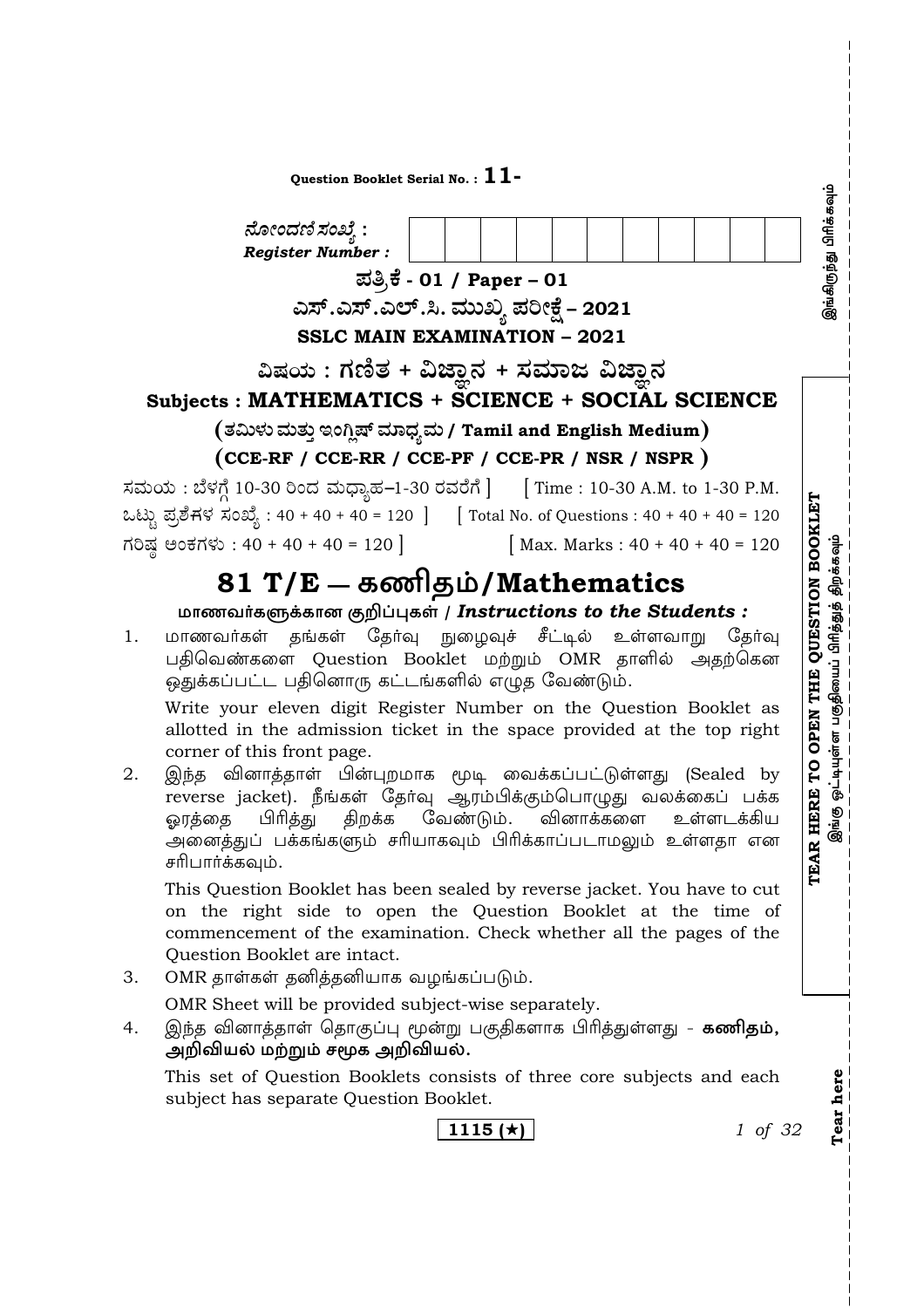Question Booklet Serial No. : **11-**

ನೋಂದಣಿ ಸಂಖ್ಯೆ :
*Register Number :*

| | | | | | | | | | | |
|---|---|---|---|---|---|---|---|---|---|---|
| | | | | | | | | | | |

**ಪತ್ರಿಕೆ - 01 / Paper – 01**

**ಎಸ್.ಎಸ್.ಎಲ್.ಸಿ. ಮುಖ್ಯ ಪರೀಕ್ಷೆ – 2021**

**SSLC MAIN EXAMINATION – 2021**

**ವಿಷಯ : ಗಣಿತ + ವಿಜ್ಞಾನ + ಸಮಾಜ ವಿಜ್ಞಾನ**

**Subjects : MATHEMATICS + SCIENCE + SOCIAL SCIENCE**

**(ತಮಿಳು ಮತ್ತು ಇಂಗ್ಲಿಷ್ ಮಾಧ್ಯಮ / Tamil and English Medium)**

**(CCE-RF / CCE-RR / CCE-PF / CCE-PR / NSR / NSPR )**

ಸಮಯ : ಬೆಳಗ್ಗೆ 10-30 ರಿಂದ ಮಧ್ಯಾಹ್ನ–1-30 ರವರೆಗೆ ] [ Time : 10-30 A.M. to 1-30 P.M.

ಒಟ್ಟು ಪ್ರಶ್ನೆಗಳ ಸಂಖ್ಯೆ : 40 + 40 + 40 = 120 ] [ Total No. of Questions : 40 + 40 + 40 = 120

ಗರಿಷ್ಠ ಅಂಕಗಳು : 40 + 40 + 40 = 120 ] [ Max. Marks : 40 + 40 + 40 = 120

# 81 T/E — கணிதம்/Mathematics

**மாணவர்களுக்கான குறிப்புகள் / *Instructions to the Students :***

1. மாணவர்கள் தங்கள் தேர்வு நுழைவுச் சீட்டில் உள்ளவாறு தேர்வு பதிவெண்களை Question Booklet மற்றும் OMR தாளில் அதற்கென ஒதுக்கப்பட்ட பதினொரு கட்டங்களில் எழுத வேண்டும்.

   Write your eleven digit Register Number on the Question Booklet as allotted in the admission ticket in the space provided at the top right corner of this front page.

2. இந்த வினாத்தாள் பின்புறமாக மூடி வைக்கப்பட்டுள்ளது (Sealed by reverse jacket). நீங்கள் தேர்வு ஆரம்பிக்கும்பொழுது வலக்கைப் பக்க ஓரத்தை பிரித்து திறக்க வேண்டும். வினாக்களை உள்ளடக்கிய அனைத்துப் பக்கங்களும் சரியாகவும் பிரிக்காப்படாமலும் உள்ளதா என சரிபார்க்கவும்.

   This Question Booklet has been sealed by reverse jacket. You have to cut on the right side to open the Question Booklet at the time of commencement of the examination. Check whether all the pages of the Question Booklet are intact.

3. OMR தாள்கள் தனித்தனியாக வழங்கப்படும்.

   OMR Sheet will be provided subject-wise separately.

4. இந்த வினாத்தாள் தொகுப்பு மூன்று பகுதிகளாக பிரித்துள்ளது - **கணிதம், அறிவியல் மற்றும் சமூக அறிவியல்.**

   This set of Question Booklets consists of three core subjects and each subject has separate Question Booklet.

**1115 (★)**

இங்கிருந்து பிரிக்கவும்

**TEAR HERE TO OPEN THE QUESTION BOOKLET**
இங்கு ஒட்டியுள்ள பகுதியைப் பிரித்துத் திறக்கவும்

**Tear here**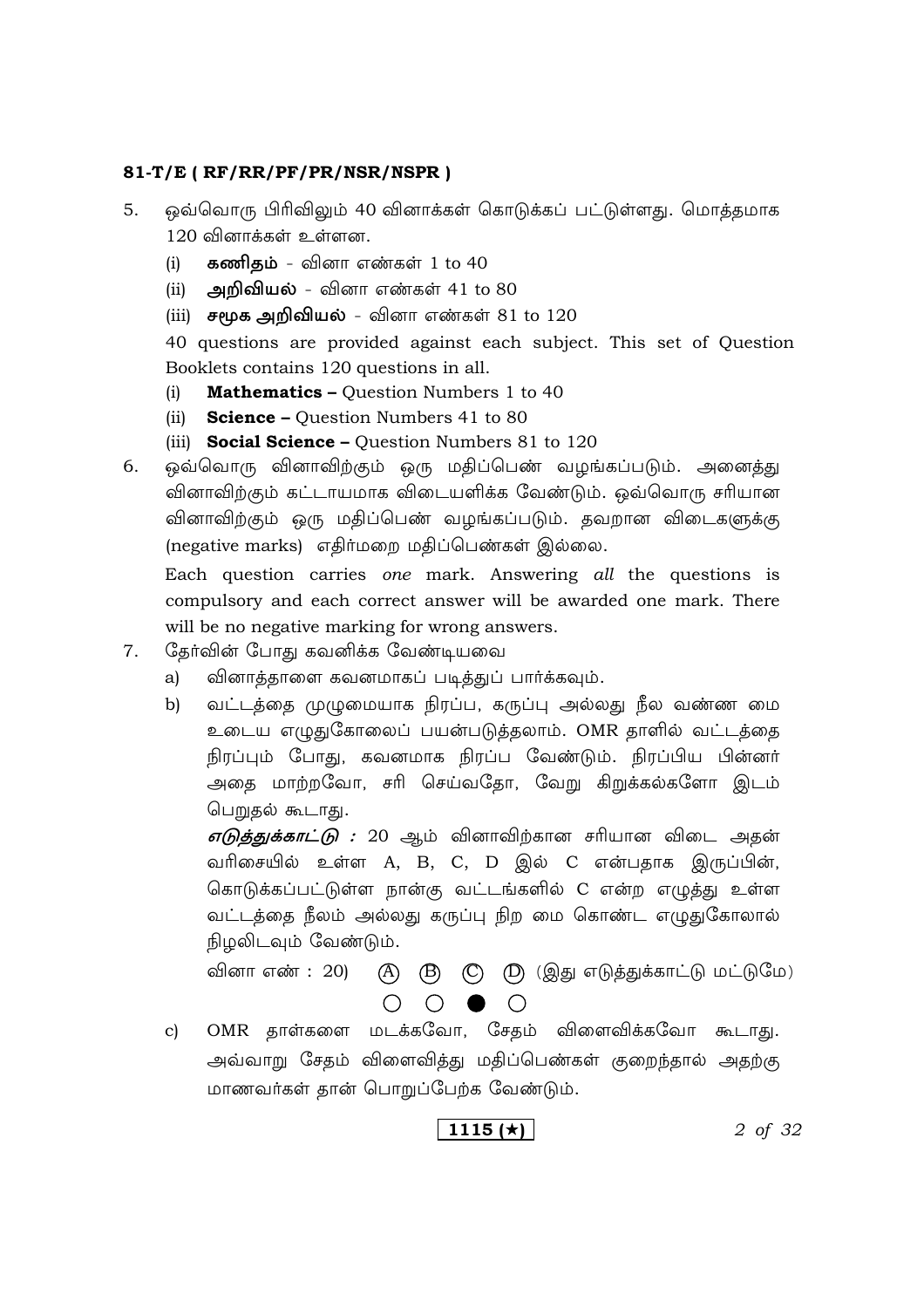**81-T/E ( RF/RR/PF/PR/NSR/NSPR )**

5. ஒவ்வொரு பிரிவிலும் 40 வினாக்கள் கொடுக்கப் பட்டுள்ளது. மொத்தமாக 120 வினாக்கள் உள்ளன.
   - (i) **கணிதம்** - வினா எண்கள் 1 to 40
   - (ii) **அறிவியல்** - வினா எண்கள் 41 to 80
   - (iii) **சமூக அறிவியல்** - வினா எண்கள் 81 to 120

   40 questions are provided against each subject. This set of Question Booklets contains 120 questions in all.
   - (i) **Mathematics –** Question Numbers 1 to 40
   - (ii) **Science –** Question Numbers 41 to 80
   - (iii) **Social Science –** Question Numbers 81 to 120

6. ஒவ்வொரு வினாவிற்கும் ஒரு மதிப்பெண் வழங்கப்படும். அனைத்து வினாவிற்கும் கட்டாயமாக விடையளிக்க வேண்டும். ஒவ்வொரு சரியான வினாவிற்கும் ஒரு மதிப்பெண் வழங்கப்படும். தவறான விடைகளுக்கு (negative marks) எதிர்மறை மதிப்பெண்கள் இல்லை.

   Each question carries *one* mark. Answering *all* the questions is compulsory and each correct answer will be awarded one mark. There will be no negative marking for wrong answers.

7. தேர்வின் போது கவனிக்க வேண்டியவை
   - a) வினாத்தாளை கவனமாகப் படித்துப் பார்க்கவும்.
   - b) வட்டத்தை முழுமையாக நிரப்ப, கருப்பு அல்லது நீல வண்ண மை உடைய எழுதுகோலைப் பயன்படுத்தலாம். OMR தாளில் வட்டத்தை நிரப்பும் போது, கவனமாக நிரப்ப வேண்டும். நிரப்பிய பின்னர் அதை மாற்றவோ, சரி செய்வதோ, வேறு கிறுக்கல்களோ இடம் பெறுதல் கூடாது.

     ***எடுத்துக்காட்டு :*** 20 ஆம் வினாவிற்கான சரியான விடை அதன் வரிசையில் உள்ள A, B, C, D இல் C என்பதாக இருப்பின், கொடுக்கப்பட்டுள்ள நான்கு வட்டங்களில் C என்ற எழுத்து உள்ள வட்டத்தை நீலம் அல்லது கருப்பு நிற மை கொண்ட எழுதுகோலால் நிழலிடவும் வேண்டும்.

     வினா எண் : 20) Ⓐ Ⓑ Ⓒ Ⓓ (இது எடுத்துக்காட்டு மட்டுமே)
     ○ ○ ● ○

   - c) OMR தாள்களை மடக்கவோ, சேதம் விளைவிக்கவோ கூடாது. அவ்வாறு சேதம் விளைவித்து மதிப்பெண்கள் குறைந்தால் அதற்கு மாணவர்கள் தான் பொறுப்பேற்க வேண்டும்.

**1115 (★)**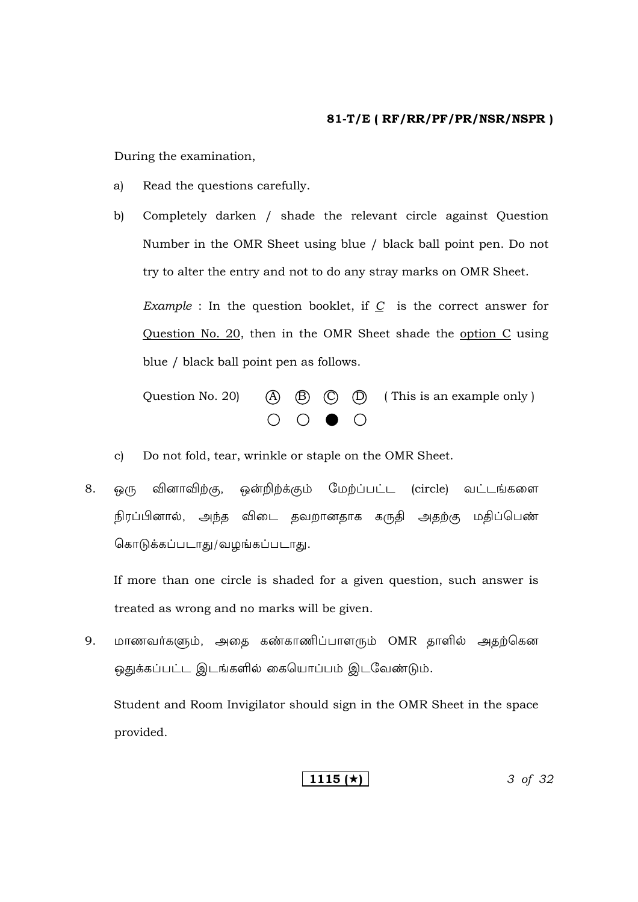During the examination,

a) Read the questions carefully.

b) Completely darken / shade the relevant circle against Question Number in the OMR Sheet using blue / black ball point pen. Do not try to alter the entry and not to do any stray marks on OMR Sheet.

   *Example* : In the question booklet, if C is the correct answer for Question No. 20, then in the OMR Sheet shade the option C using blue / black ball point pen as follows.

   Question No. 20) Ⓐ Ⓑ Ⓒ Ⓓ ( This is an example only )
   ○ ○ ● ○

c) Do not fold, tear, wrinkle or staple on the OMR Sheet.

8. ஒரு வினாவிற்கு, ஒன்றிற்கும் மேற்பட்ட (circle) வட்டங்களை நிரப்பினால், அந்த விடை தவறானதாக கருதி அதற்கு மதிப்பெண் கொடுக்கப்படாது/வழங்கப்படாது.

   If more than one circle is shaded for a given question, such answer is treated as wrong and no marks will be given.

9. மாணவர்களும், அதை கண்காணிப்பாளரும் OMR தாளில் அதற்கென ஒதுக்கப்பட்ட இடங்களில் கையொப்பம் இடவேண்டும்.

   Student and Room Invigilator should sign in the OMR Sheet in the space provided.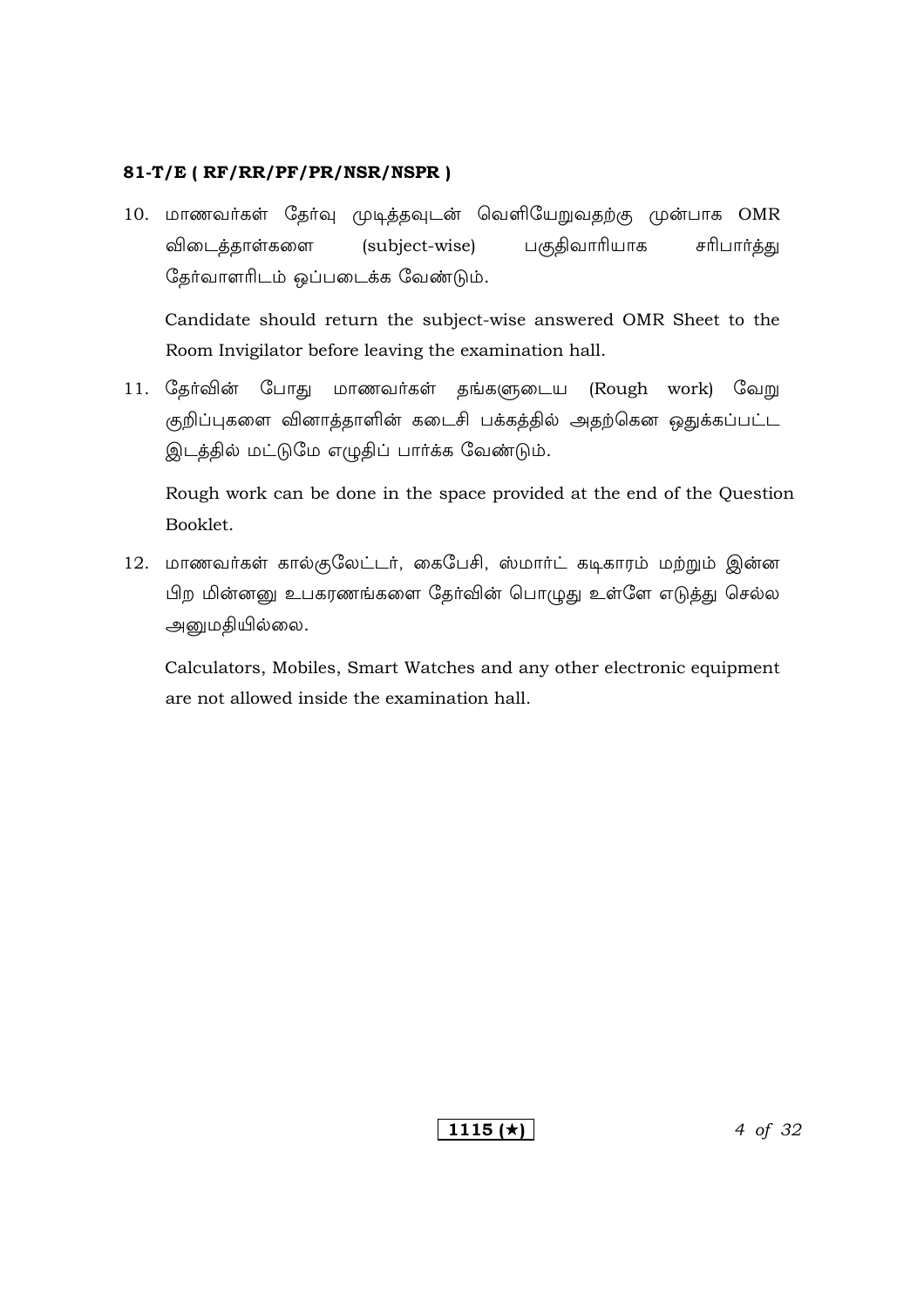10. மாணவர்கள் தேர்வு முடித்தவுடன் வெளியேறுவதற்கு முன்பாக OMR விடைத்தாள்களை (subject-wise) பகுதிவாரியாக சரிபார்த்து தேர்வாளரிடம் ஒப்படைக்க வேண்டும்.

    Candidate should return the subject-wise answered OMR Sheet to the Room Invigilator before leaving the examination hall.

11. தேர்வின் போது மாணவர்கள் தங்களுடைய (Rough work) வேறு குறிப்புகளை வினாத்தாளின் கடைசி பக்கத்தில் அதற்கென ஒதுக்கப்பட்ட இடத்தில் மட்டுமே எழுதிப் பார்க்க வேண்டும்.

    Rough work can be done in the space provided at the end of the Question Booklet.

12. மாணவர்கள் கால்குலேட்டர், கைபேசி, ஸ்மார்ட் கடிகாரம் மற்றும் இன்ன பிற மின்னனு உபகரணங்களை தேர்வின் பொழுது உள்ளே எடுத்து செல்ல அனுமதியில்லை.

    Calculators, Mobiles, Smart Watches and any other electronic equipment are not allowed inside the examination hall.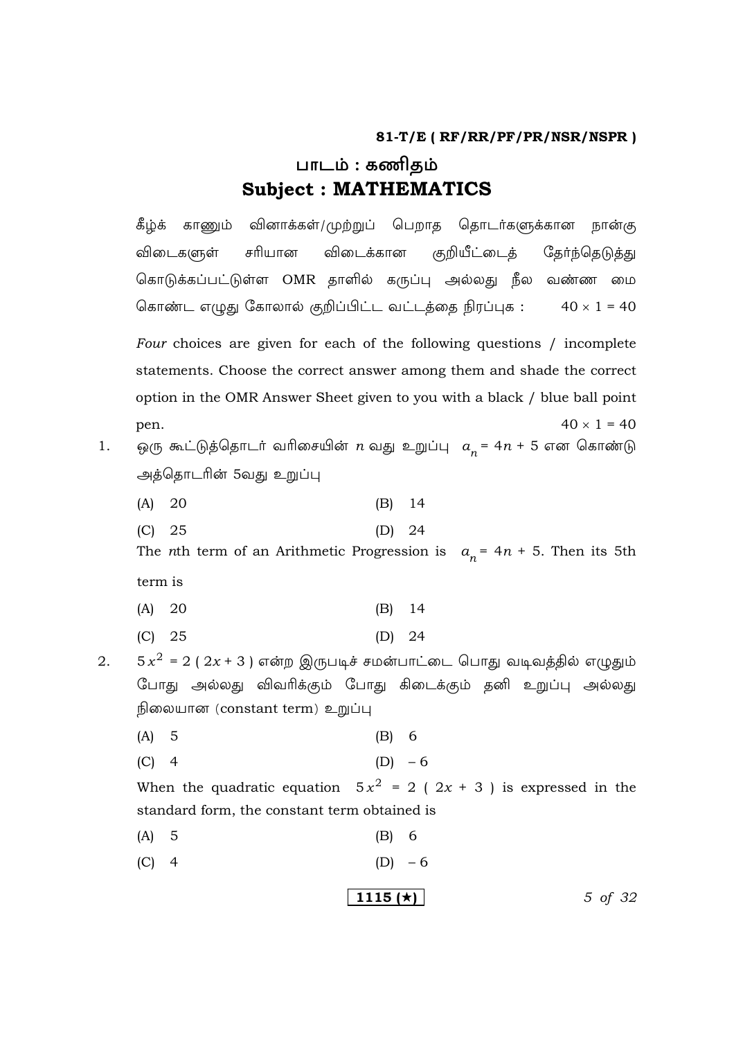81-T/E ( RF/RR/PF/PR/NSR/NSPR )

# பாடம் : கணிதம்
# Subject : MATHEMATICS

கீழ்க் காணும் வினாக்கள்/முற்றுப் பெறாத தொடர்களுக்கான நான்கு விடைகளுள் சரியான விடைக்கான குறியீட்டைத் தேர்ந்தெடுத்து கொடுக்கப்பட்டுள்ள OMR தாளில் கருப்பு அல்லது நீல வண்ண மை கொண்ட எழுது கோலால் குறிப்பிட்ட வட்டத்தை நிரப்புக : $40 \times 1 = 40$

*Four* choices are given for each of the following questions / incomplete statements. Choose the correct answer among them and shade the correct option in the OMR Answer Sheet given to you with a black / blue ball point pen. $40 \times 1 = 40$

1. ஒரு கூட்டுத்தொடர் வரிசையின் $n$ வது உறுப்பு $a_n = 4n + 5$ என கொண்டு அத்தொடரின் 5வது உறுப்பு

   (A) 20 (B) 14

   (C) 25 (D) 24

   The $n$th term of an Arithmetic Progression is $a_n = 4n + 5$. Then its 5th term is

   (A) 20 (B) 14

   (C) 25 (D) 24

2. $5x^2 = 2(2x + 3)$ என்ற இருபடிச் சமன்பாட்டை பொது வடிவத்தில் எழுதும் போது அல்லது விவரிக்கும் போது கிடைக்கும் தனி உறுப்பு அல்லது நிலையான (constant term) உறுப்பு

   (A) 5 (B) 6

   (C) 4 (D) $-6$

   When the quadratic equation $5x^2 = 2(2x + 3)$ is expressed in the standard form, the constant term obtained is

   (A) 5 (B) 6

   (C) 4 (D) $-6$

1115 (★)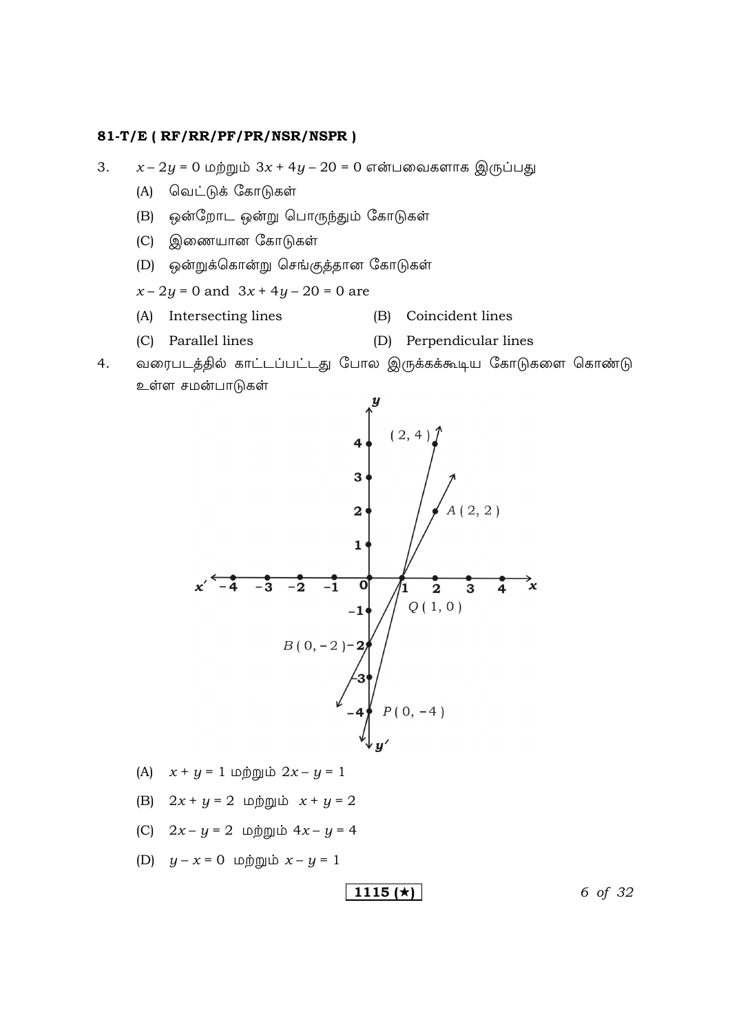3. $x - 2y = 0$ மற்றும் $3x + 4y - 20 = 0$ என்பவைகளாக இருப்பது

   (A) வெட்டுக் கோடுகள்

   (B) ஒன்றோட ஒன்று பொருந்தும் கோடுகள்

   (C) இணையான கோடுகள்

   (D) ஒன்றுக்கொன்று செங்குத்தான கோடுகள்

   $x - 2y = 0$ and $3x + 4y - 20 = 0$ are

   (A) Intersecting lines
   (B) Coincident lines
   (C) Parallel lines
   (D) Perpendicular lines

4. வரைபடத்தில் காட்டப்பட்டது போல இருக்கக்கூடிய கோடுகளை கொண்டு உள்ள சமன்பாடுகள்

   (A) $x + y = 1$ மற்றும் $2x - y = 1$

   (B) $2x + y = 2$ மற்றும் $x + y = 2$

   (C) $2x - y = 2$ மற்றும் $4x - y = 4$

   (D) $y - x = 0$ மற்றும் $x - y = 1$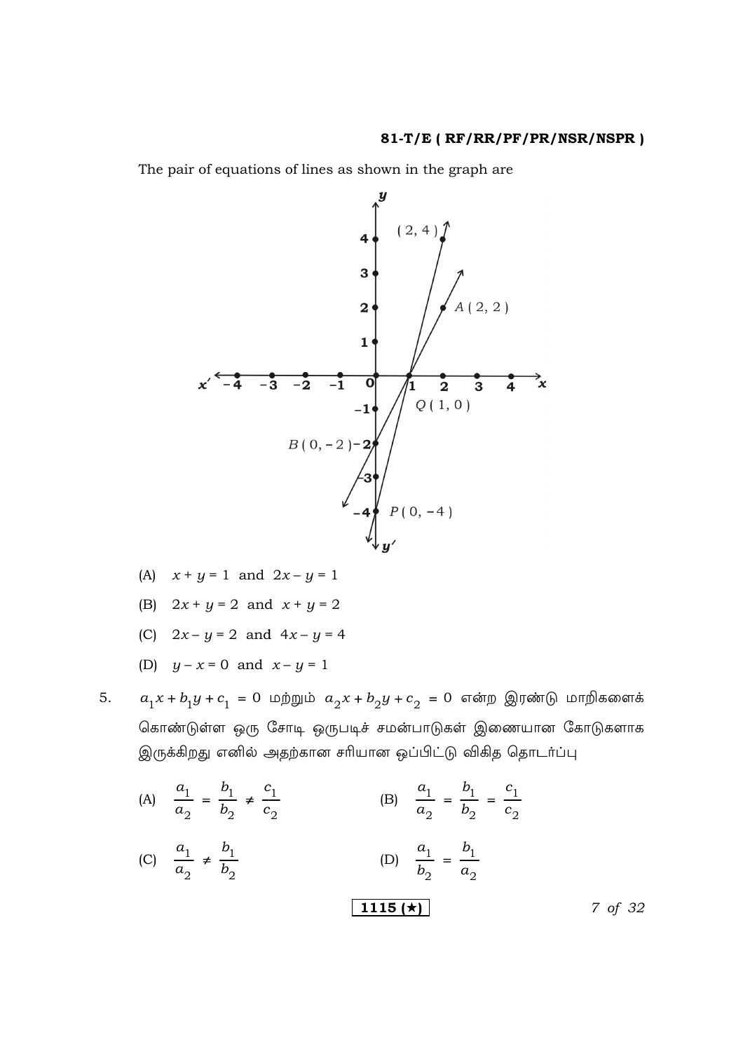The pair of equations of lines as shown in the graph are

(A) $x + y = 1$ and $2x - y = 1$

(B) $2x + y = 2$ and $x + y = 2$

(C) $2x - y = 2$ and $4x - y = 4$

(D) $y - x = 0$ and $x - y = 1$

5. $a_1 x + b_1 y + c_1 = 0$ மற்றும் $a_2 x + b_2 y + c_2 = 0$ என்ற இரண்டு மாறிகளைக் கொண்டுள்ள ஒரு சோடி ஒருபடிச் சமன்பாடுகள் இணையான கோடுகளாக இருக்கிறது எனில் அதற்கான சரியான ஒப்பிட்டு விகித தொடர்ப்பு

(A) $\frac{a_1}{a_2} = \frac{b_1}{b_2} \neq \frac{c_1}{c_2}$

(B) $\frac{a_1}{a_2} = \frac{b_1}{b_2} = \frac{c_1}{c_2}$

(C) $\frac{a_1}{a_2} \neq \frac{b_1}{b_2}$

(D) $\frac{a_1}{b_2} = \frac{b_1}{a_2}$

1115 (★)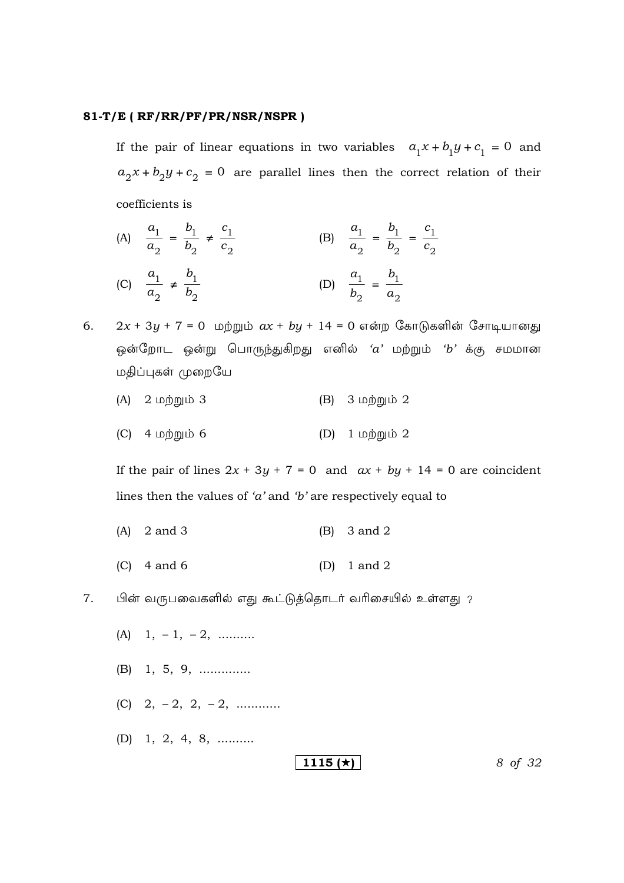If the pair of linear equations in two variables $a_1x + b_1y + c_1 = 0$ and $a_2x + b_2y + c_2 = 0$ are parallel lines then the correct relation of their coefficients is

(A) $\frac{a_1}{a_2} = \frac{b_1}{b_2} \neq \frac{c_1}{c_2}$ (B) $\frac{a_1}{a_2} = \frac{b_1}{b_2} = \frac{c_1}{c_2}$

(C) $\frac{a_1}{a_2} \neq \frac{b_1}{b_2}$ (D) $\frac{a_1}{b_2} = \frac{b_1}{a_2}$

6. $2x + 3y + 7 = 0$ மற்றும் $ax + by + 14 = 0$ என்ற கோடுகளின் சோடியானது ஒன்றோட ஒன்று பொருந்துகிறது எனில் *'a'* மற்றும் *'b'* க்கு சமமான மதிப்புகள் முறையே

(A) 2 மற்றும் 3 (B) 3 மற்றும் 2

(C) 4 மற்றும் 6 (D) 1 மற்றும் 2

If the pair of lines $2x + 3y + 7 = 0$ and $ax + by + 14 = 0$ are coincident lines then the values of *'a'* and *'b'* are respectively equal to

(A) 2 and 3 (B) 3 and 2

(C) 4 and 6 (D) 1 and 2

7. பின் வருபவைகளில் எது கூட்டுத்தொடர் வரிசையில் உள்ளது ?

(A) 1, – 1, – 2, ..........

(B) 1, 5, 9, ..............

(C) 2, – 2, 2, – 2, ............

(D) 1, 2, 4, 8, ..........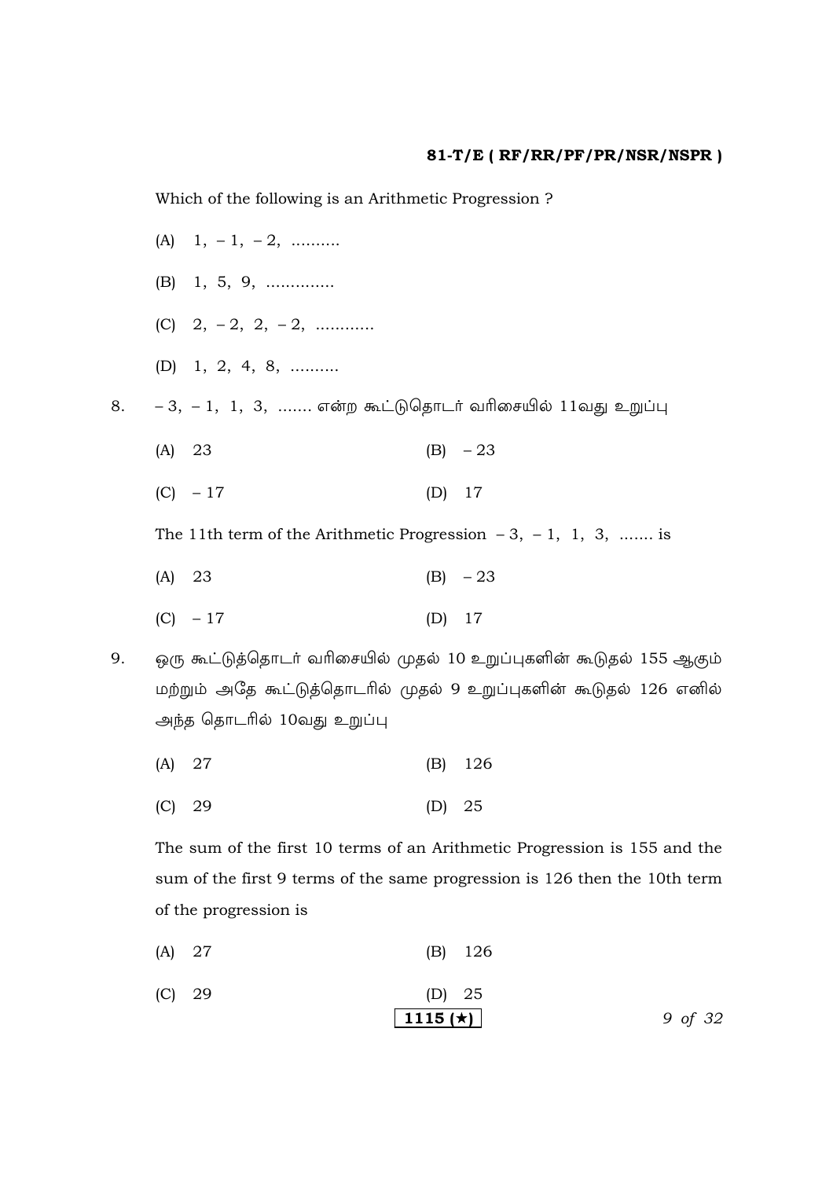Which of the following is an Arithmetic Progression ?

(A) $1, -1, -2, \ldots\ldots\ldots$

(B) $1, 5, 9, \ldots\ldots\ldots\ldots$

(C) $2, -2, 2, -2, \ldots\ldots\ldots\ldots$

(D) $1, 2, 4, 8, \ldots\ldots\ldots$

8. $-3, -1, 1, 3, \ldots\ldots$ என்ற கூட்டுதொடர் வரிசையில் 11வது உறுப்பு

(A) 23 (B) $-23$

(C) $-17$ (D) 17

The 11th term of the Arithmetic Progression $-3, -1, 1, 3, \ldots\ldots$ is

(A) 23 (B) $-23$

(C) $-17$ (D) 17

9. ஒரு கூட்டுத்தொடர் வரிசையில் முதல் 10 உறுப்புகளின் கூடுதல் 155 ஆகும் மற்றும் அதே கூட்டுத்தொடரில் முதல் 9 உறுப்புகளின் கூடுதல் 126 எனில் அந்த தொடரில் 10வது உறுப்பு

(A) 27 (B) 126

(C) 29 (D) 25

The sum of the first 10 terms of an Arithmetic Progression is 155 and the sum of the first 9 terms of the same progression is 126 then the 10th term of the progression is

(A) 27 (B) 126

(C) 29 (D) 25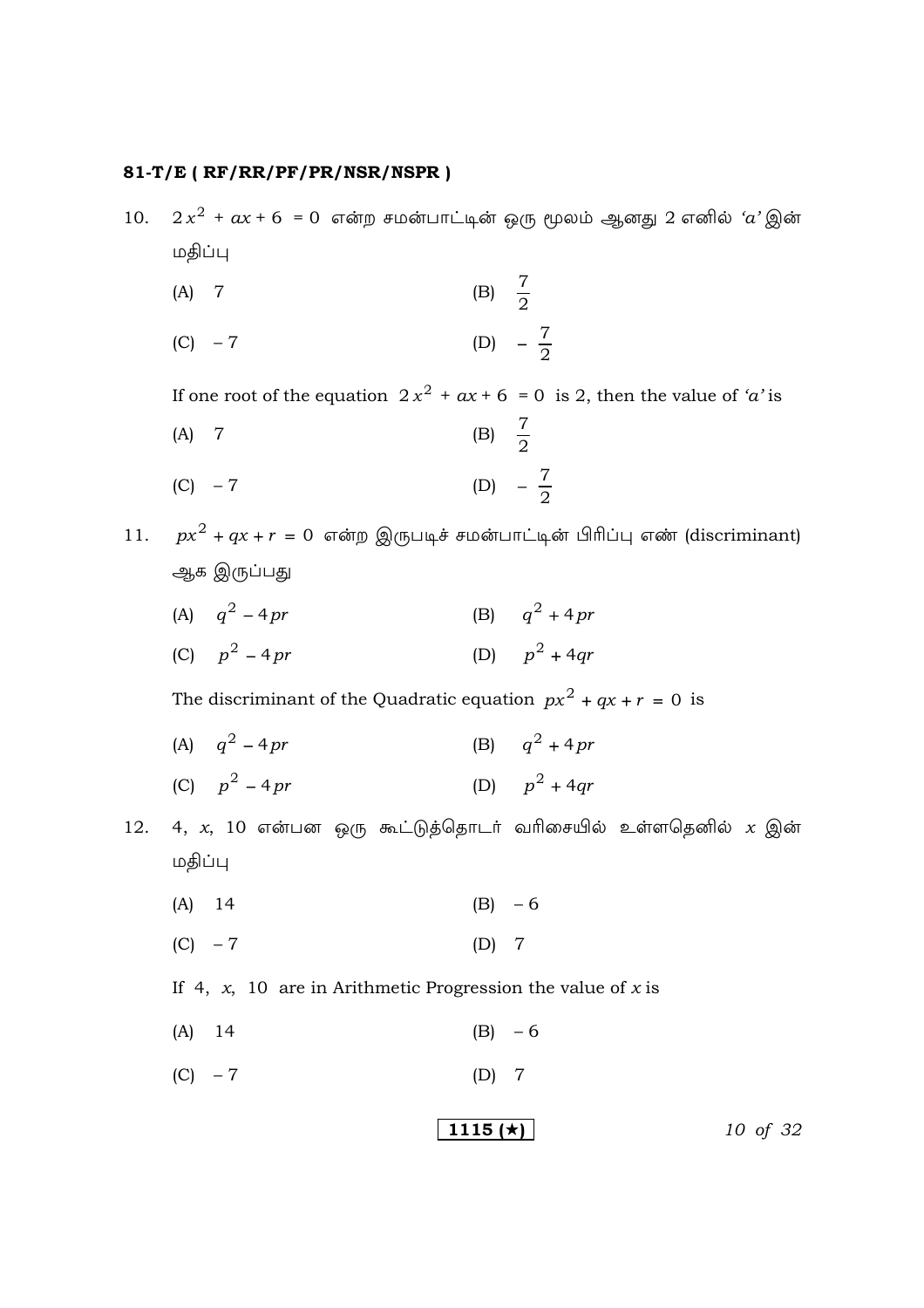10. $2x^2 + ax + 6 = 0$ என்ற சமன்பாட்டின் ஒரு மூலம் ஆனது 2 எனில் '$a$' இன் மதிப்பு

(A) 7 (B) $\frac{7}{2}$

(C) $-7$ (D) $-\frac{7}{2}$

If one root of the equation $2x^2 + ax + 6 = 0$ is 2, then the value of '$a$' is

(A) 7 (B) $\frac{7}{2}$

(C) $-7$ (D) $-\frac{7}{2}$

11. $px^2 + qx + r = 0$ என்ற இருபடிச் சமன்பாட்டின் பிரிப்பு எண் (discriminant) ஆக இருப்பது

(A) $q^2 - 4pr$ (B) $q^2 + 4pr$

(C) $p^2 - 4pr$ (D) $p^2 + 4qr$

The discriminant of the Quadratic equation $px^2 + qx + r = 0$ is

(A) $q^2 - 4pr$ (B) $q^2 + 4pr$

(C) $p^2 - 4pr$ (D) $p^2 + 4qr$

12. 4, $x$, 10 என்பன ஒரு கூட்டுத்தொடர் வரிசையில் உள்ளதெனில் $x$ இன் மதிப்பு

(A) 14 (B) $-6$

(C) $-7$ (D) 7

If 4, $x$, 10 are in Arithmetic Progression the value of $x$ is

(A) 14 (B) $-6$

(C) $-7$ (D) 7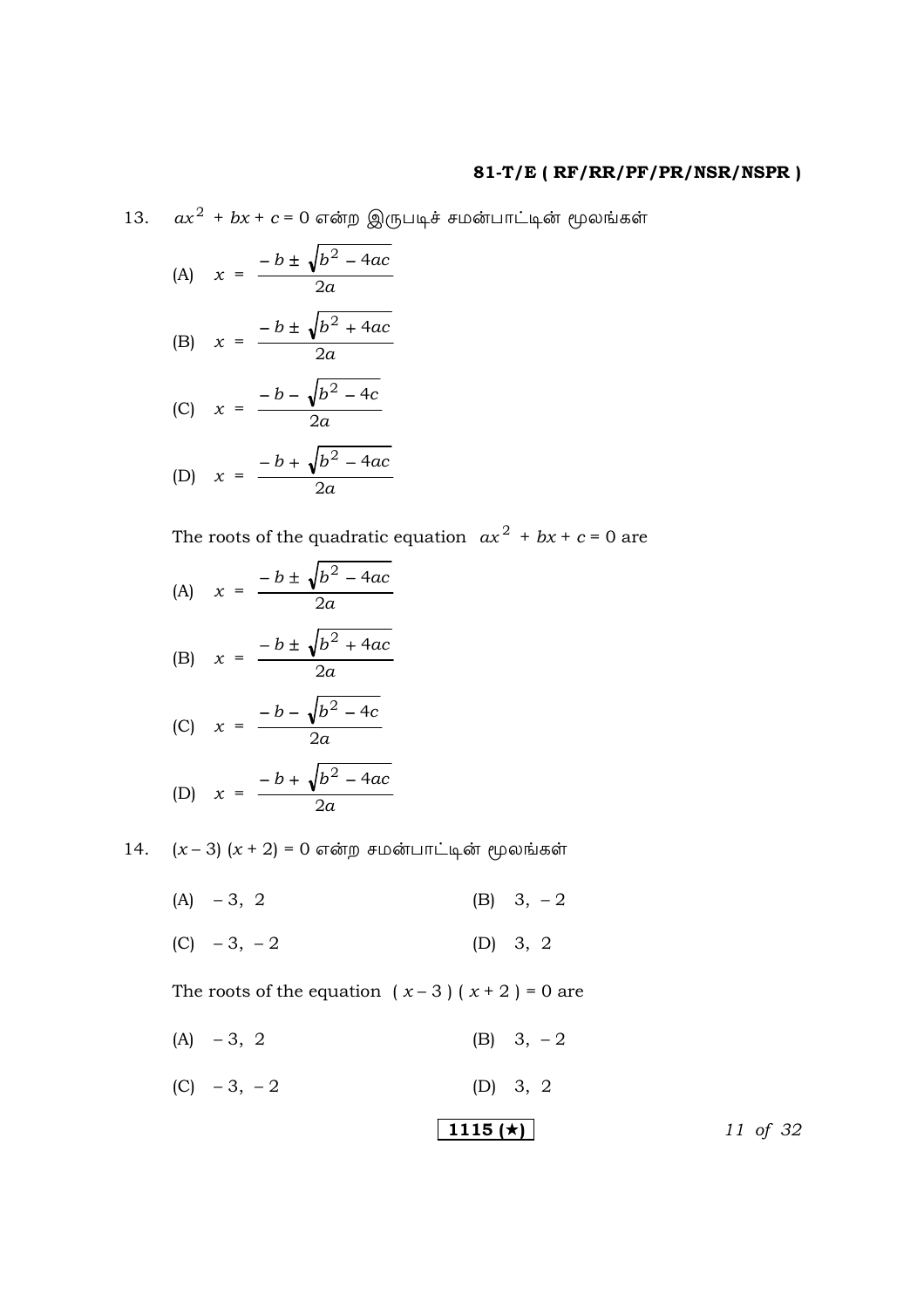13. $ax^2 + bx + c = 0$ என்ற இருபடிச் சமன்பாட்டின் மூலங்கள்

(A) $x = \dfrac{-b \pm \sqrt{b^2 - 4ac}}{2a}$

(B) $x = \dfrac{-b \pm \sqrt{b^2 + 4ac}}{2a}$

(C) $x = \dfrac{-b - \sqrt{b^2 - 4c}}{2a}$

(D) $x = \dfrac{-b + \sqrt{b^2 - 4ac}}{2a}$

The roots of the quadratic equation $ax^2 + bx + c = 0$ are

(A) $x = \dfrac{-b \pm \sqrt{b^2 - 4ac}}{2a}$

(B) $x = \dfrac{-b \pm \sqrt{b^2 + 4ac}}{2a}$

(C) $x = \dfrac{-b - \sqrt{b^2 - 4c}}{2a}$

(D) $x = \dfrac{-b + \sqrt{b^2 - 4ac}}{2a}$

14. $(x - 3)(x + 2) = 0$ என்ற சமன்பாட்டின் மூலங்கள்

(A) $-3, 2$ (B) $3, -2$

(C) $-3, -2$ (D) $3, 2$

The roots of the equation $(x - 3)(x + 2) = 0$ are

(A) $-3, 2$ (B) $3, -2$

(C) $-3, -2$ (D) $3, 2$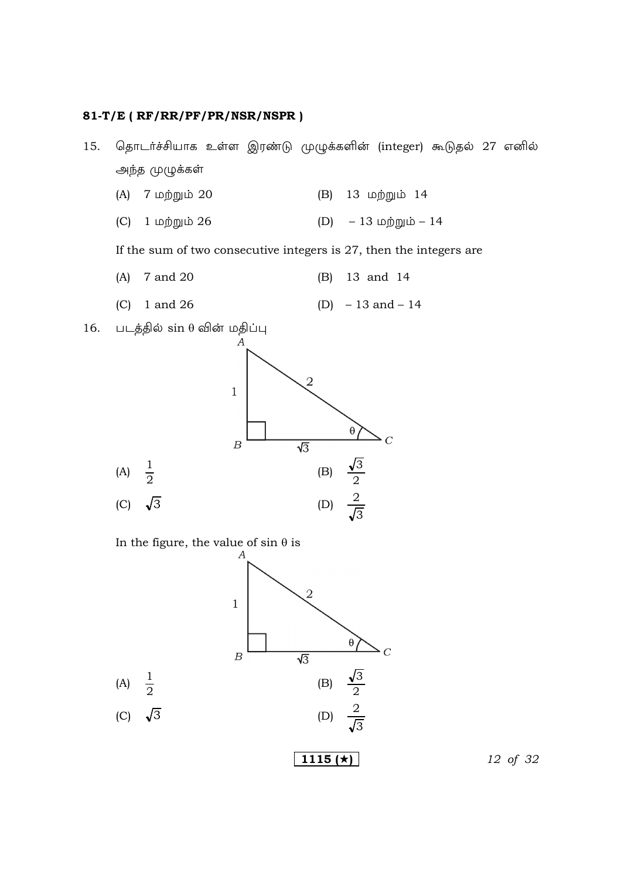15. தொடர்ச்சியாக உள்ள இரண்டு முழுக்களின் (integer) கூடுதல் 27 எனில் அந்த முழுக்கள்

(A) 7 மற்றும் 20 (B) 13 மற்றும் 14

(C) 1 மற்றும் 26 (D) – 13 மற்றும் – 14

If the sum of two consecutive integers is 27, then the integers are

(A) 7 and 20 (B) 13 and 14

(C) 1 and 26 (D) – 13 and – 14

16. படத்தில் $\sin \theta$ வின் மதிப்பு

(A) $\frac{1}{2}$ (B) $\frac{\sqrt{3}}{2}$

(C) $\sqrt{3}$ (D) $\frac{2}{\sqrt{3}}$

In the figure, the value of $\sin \theta$ is

(A) $\frac{1}{2}$ (B) $\frac{\sqrt{3}}{2}$

(C) $\sqrt{3}$ (D) $\frac{2}{\sqrt{3}}$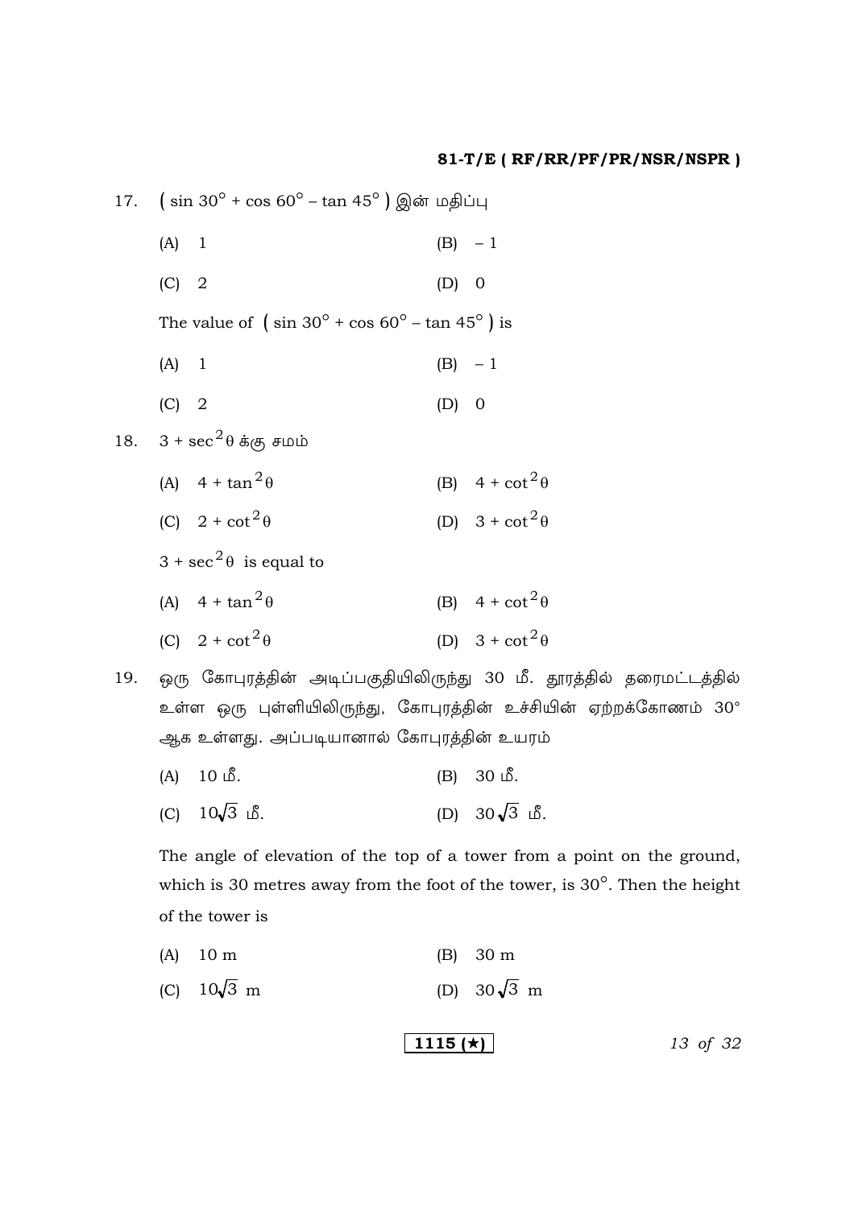17. $( \sin 30^\circ + \cos 60^\circ - \tan 45^\circ )$ இன் மதிப்பு

(A) 1 (B) $-1$

(C) 2 (D) 0

The value of $( \sin 30^\circ + \cos 60^\circ - \tan 45^\circ )$ is

(A) 1 (B) $-1$

(C) 2 (D) 0

18. $3 + \sec^2\theta$ க்கு சமம்

(A) $4 + \tan^2\theta$ (B) $4 + \cot^2\theta$

(C) $2 + \cot^2\theta$ (D) $3 + \cot^2\theta$

$3 + \sec^2\theta$ is equal to

(A) $4 + \tan^2\theta$ (B) $4 + \cot^2\theta$

(C) $2 + \cot^2\theta$ (D) $3 + \cot^2\theta$

19. ஒரு கோபுரத்தின் அடிப்பகுதியிலிருந்து 30 மீ. தூரத்தில் தரைமட்டத்தில் உள்ள ஒரு புள்ளியிலிருந்து, கோபுரத்தின் உச்சியின் ஏற்றக்கோணம் $30^\circ$ ஆக உள்ளது. அப்படியானால் கோபுரத்தின் உயரம்

(A) 10 மீ. (B) 30 மீ.

(C) $10\sqrt{3}$ மீ. (D) $30\sqrt{3}$ மீ.

The angle of elevation of the top of a tower from a point on the ground, which is 30 metres away from the foot of the tower, is $30^\circ$. Then the height of the tower is

(A) 10 m (B) 30 m

(C) $10\sqrt{3}$ m (D) $30\sqrt{3}$ m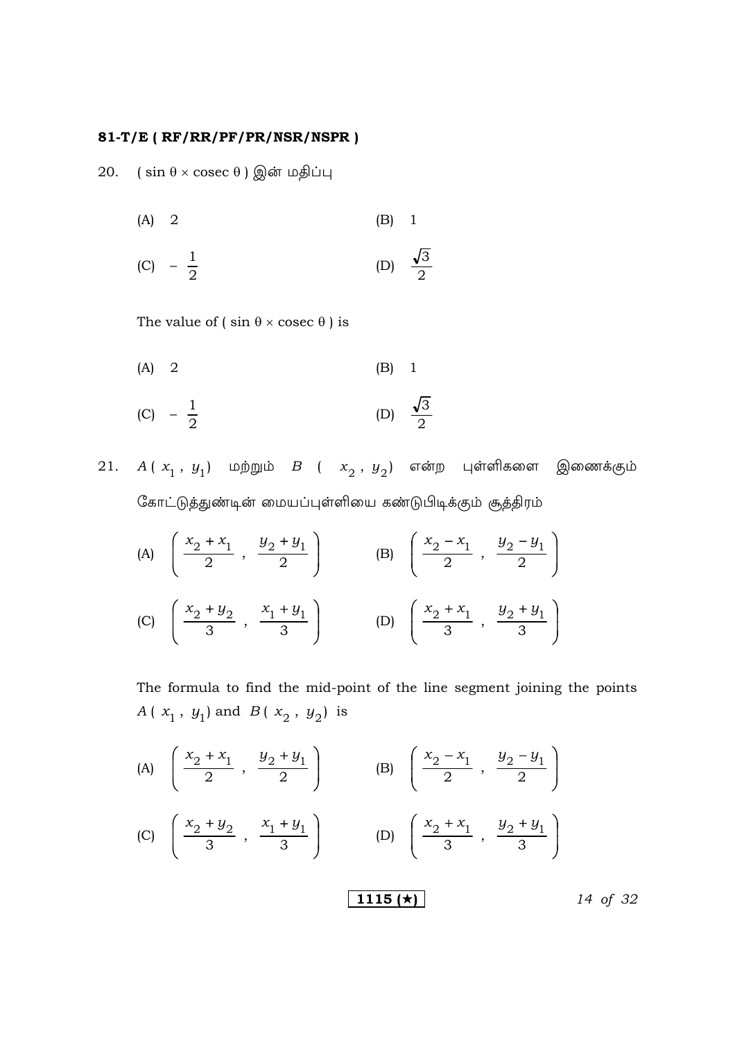20. ( $\sin \theta \times \text{cosec}\ \theta$ ) இன் மதிப்பு

(A) 2 (B) 1

(C) $-\frac{1}{2}$ (D) $\frac{\sqrt{3}}{2}$

The value of ( $\sin \theta \times \text{cosec}\ \theta$ ) is

(A) 2 (B) 1

(C) $-\frac{1}{2}$ (D) $\frac{\sqrt{3}}{2}$

21. $A(x_1, y_1)$ மற்றும் $B(x_2, y_2)$ என்ற புள்ளிகளை இணைக்கும் கோட்டுத்துண்டின் மையப்புள்ளியை கண்டுபிடிக்கும் சூத்திரம்

(A) $\left( \frac{x_2 + x_1}{2}, \frac{y_2 + y_1}{2} \right)$ (B) $\left( \frac{x_2 - x_1}{2}, \frac{y_2 - y_1}{2} \right)$

(C) $\left( \frac{x_2 + y_2}{3}, \frac{x_1 + y_1}{3} \right)$ (D) $\left( \frac{x_2 + x_1}{3}, \frac{y_2 + y_1}{3} \right)$

The formula to find the mid-point of the line segment joining the points $A(x_1, y_1)$ and $B(x_2, y_2)$ is

(A) $\left( \frac{x_2 + x_1}{2}, \frac{y_2 + y_1}{2} \right)$ (B) $\left( \frac{x_2 - x_1}{2}, \frac{y_2 - y_1}{2} \right)$

(C) $\left( \frac{x_2 + y_2}{3}, \frac{x_1 + y_1}{3} \right)$ (D) $\left( \frac{x_2 + x_1}{3}, \frac{y_2 + y_1}{3} \right)$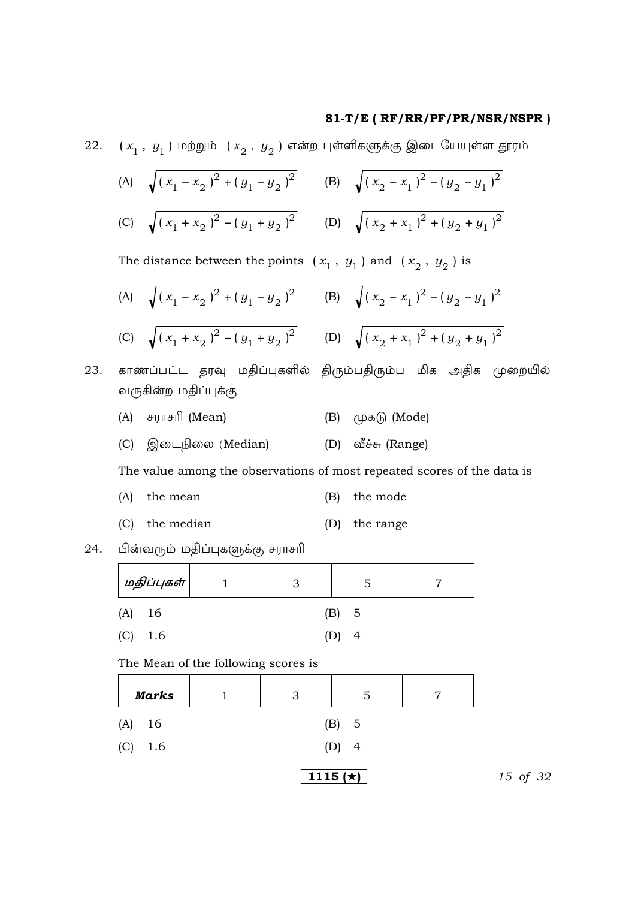22. $( x_1 , y_1 )$ மற்றும் $( x_2 , y_2 )$ என்ற புள்ளிகளுக்கு இடையேயுள்ள தூரம்

(A) $\sqrt{( x_1 - x_2 )^2 + ( y_1 - y_2 )^2}$ (B) $\sqrt{( x_2 - x_1 )^2 - ( y_2 - y_1 )^2}$

(C) $\sqrt{( x_1 + x_2 )^2 - ( y_1 + y_2 )^2}$ (D) $\sqrt{( x_2 + x_1 )^2 + ( y_2 + y_1 )^2}$

The distance between the points $( x_1 , y_1 )$ and $( x_2 , y_2 )$ is

(A) $\sqrt{( x_1 - x_2 )^2 + ( y_1 - y_2 )^2}$ (B) $\sqrt{( x_2 - x_1 )^2 - ( y_2 - y_1 )^2}$

(C) $\sqrt{( x_1 + x_2 )^2 - ( y_1 + y_2 )^2}$ (D) $\sqrt{( x_2 + x_1 )^2 + ( y_2 + y_1 )^2}$

23. காணப்பட்ட தரவு மதிப்புகளில் திரும்பதிரும்ப மிக அதிக முறையில் வருகின்ற மதிப்புக்கு

(A) சராசரி (Mean) (B) முகடு (Mode)

(C) இடைநிலை (Median) (D) வீச்சு (Range)

The value among the observations of most repeated scores of the data is

(A) the mean (B) the mode

(C) the median (D) the range

24. பின்வரும் மதிப்புகளுக்கு சராசரி

| *மதிப்புகள்* | 1 | 3 | 5 | 7 |
|---|---|---|---|---|

(A) 16 (B) 5

(C) 1.6 (D) 4

The Mean of the following scores is

| ***Marks*** | 1 | 3 | 5 | 7 |
|---|---|---|---|---|

(A) 16 (B) 5

(C) 1.6 (D) 4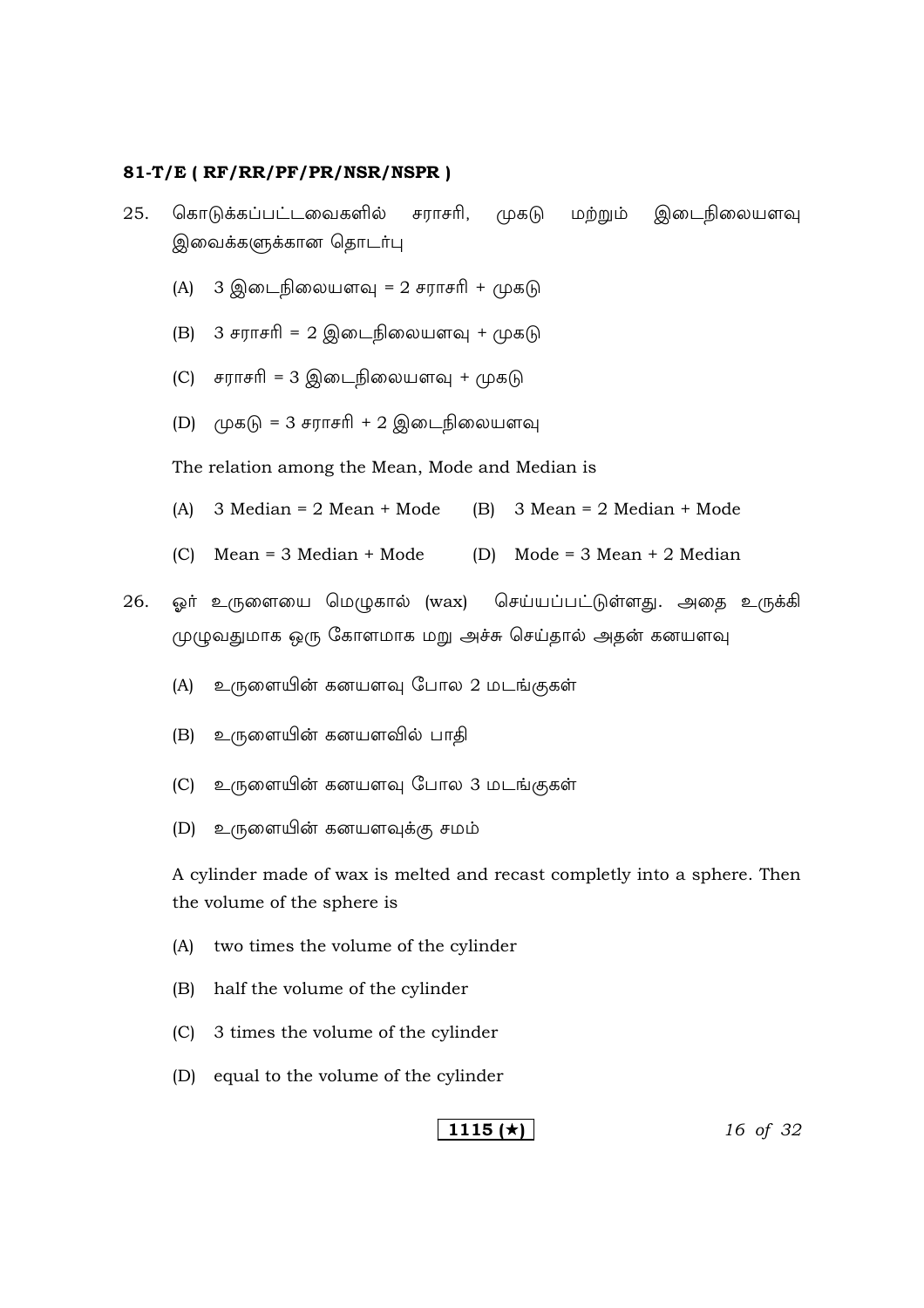25. கொடுக்கப்பட்டவைகளில் சராசரி, முகடு மற்றும் இடைநிலையளவு இவைக்களுக்கான தொடர்பு

   (A) 3 இடைநிலையளவு = 2 சராசரி + முகடு

   (B) 3 சராசரி = 2 இடைநிலையளவு + முகடு

   (C) சராசரி = 3 இடைநிலையளவு + முகடு

   (D) முகடு = 3 சராசரி + 2 இடைநிலையளவு

   The relation among the Mean, Mode and Median is

   (A) 3 Median = 2 Mean + Mode (B) 3 Mean = 2 Median + Mode

   (C) Mean = 3 Median + Mode (D) Mode = 3 Mean + 2 Median

26. ஓர் உருளையை மெழுகால் (wax) செய்யப்பட்டுள்ளது. அதை உருக்கி முழுவதுமாக ஒரு கோளமாக மறு அச்சு செய்தால் அதன் கனயளவு

   (A) உருளையின் கனயளவு போல 2 மடங்குகள்

   (B) உருளையின் கனயளவில் பாதி

   (C) உருளையின் கனயளவு போல 3 மடங்குகள்

   (D) உருளையின் கனயளவுக்கு சமம்

   A cylinder made of wax is melted and recast completly into a sphere. Then the volume of the sphere is

   (A) two times the volume of the cylinder

   (B) half the volume of the cylinder

   (C) 3 times the volume of the cylinder

   (D) equal to the volume of the cylinder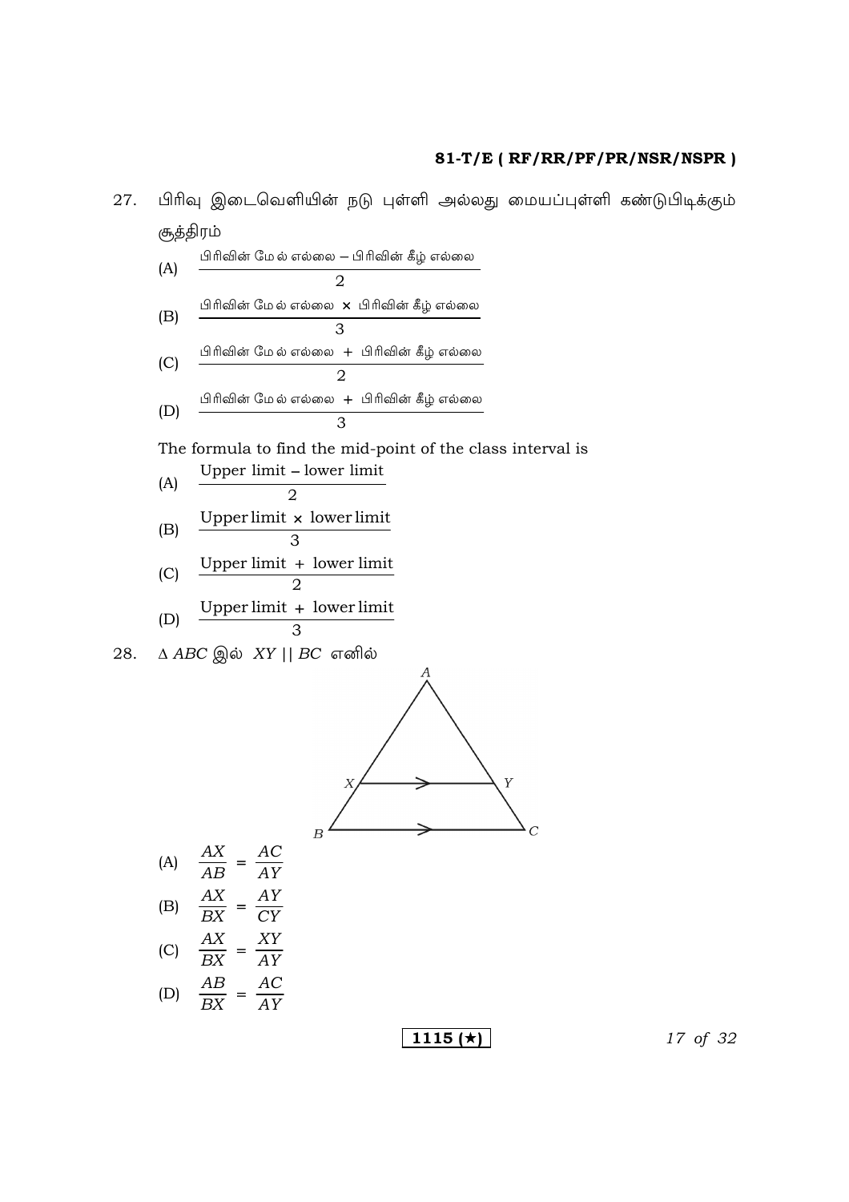27. பிரிவு இடைவெளியின் நடு புள்ளி அல்லது மையப்புள்ளி கண்டுபிடிக்கும் சூத்திரம்

(A) $\dfrac{\text{பிரிவின் மேல் எல்லை} - \text{பிரிவின் கீழ் எல்லை}}{2}$

(B) $\dfrac{\text{பிரிவின் மேல் எல்லை} \times \text{பிரிவின் கீழ் எல்லை}}{3}$

(C) $\dfrac{\text{பிரிவின் மேல் எல்லை} + \text{பிரிவின் கீழ் எல்லை}}{2}$

(D) $\dfrac{\text{பிரிவின் மேல் எல்லை} + \text{பிரிவின் கீழ் எல்லை}}{3}$

The formula to find the mid-point of the class interval is

(A) $\dfrac{\text{Upper limit} - \text{lower limit}}{2}$

(B) $\dfrac{\text{Upper limit} \times \text{lower limit}}{3}$

(C) $\dfrac{\text{Upper limit} + \text{lower limit}}{2}$

(D) $\dfrac{\text{Upper limit} + \text{lower limit}}{3}$

28. $\Delta\, ABC$ இல் $XY \parallel BC$ எனில்

(A) $\dfrac{AX}{AB} = \dfrac{AC}{AY}$

(B) $\dfrac{AX}{BX} = \dfrac{AY}{CY}$

(C) $\dfrac{AX}{BX} = \dfrac{XY}{AY}$

(D) $\dfrac{AB}{BX} = \dfrac{AC}{AY}$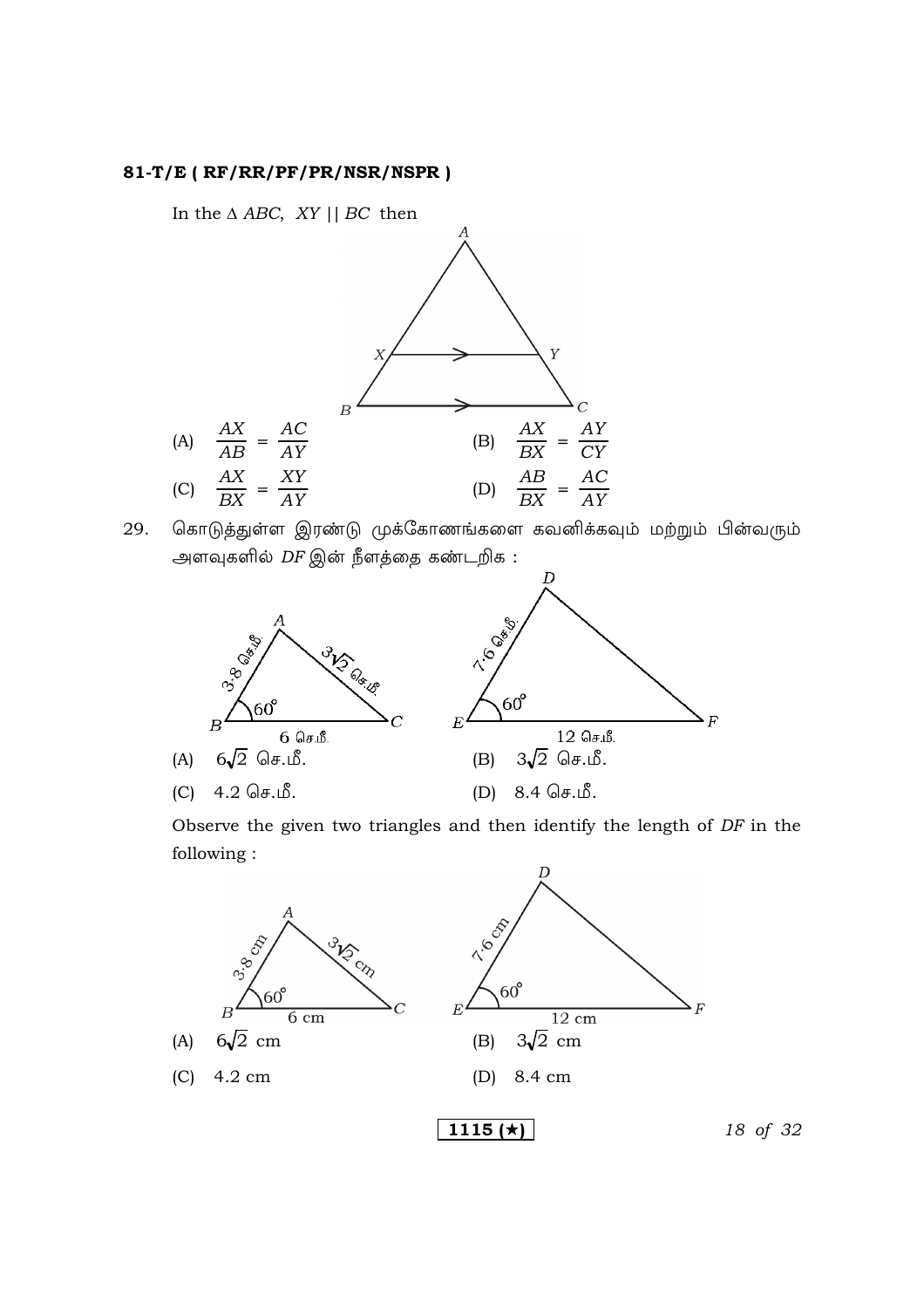In the $\Delta$ $ABC$, $XY \parallel BC$ then

(A) $\frac{AX}{AB} = \frac{AC}{AY}$ (B) $\frac{AX}{BX} = \frac{AY}{CY}$

(C) $\frac{AX}{BX} = \frac{XY}{AY}$ (D) $\frac{AB}{BX} = \frac{AC}{AY}$

29. கொடுத்துள்ள இரண்டு முக்கோணங்களை கவனிக்கவும் மற்றும் பின்வரும் அளவுகளில் $DF$ இன் நீளத்தை கண்டறிக :

(A) $6\sqrt{2}$ செ.மீ. (B) $3\sqrt{2}$ செ.மீ.

(C) 4.2 செ.மீ. (D) 8.4 செ.மீ.

Observe the given two triangles and then identify the length of $DF$ in the following :

(A) $6\sqrt{2}$ cm (B) $3\sqrt{2}$ cm

(C) 4.2 cm (D) 8.4 cm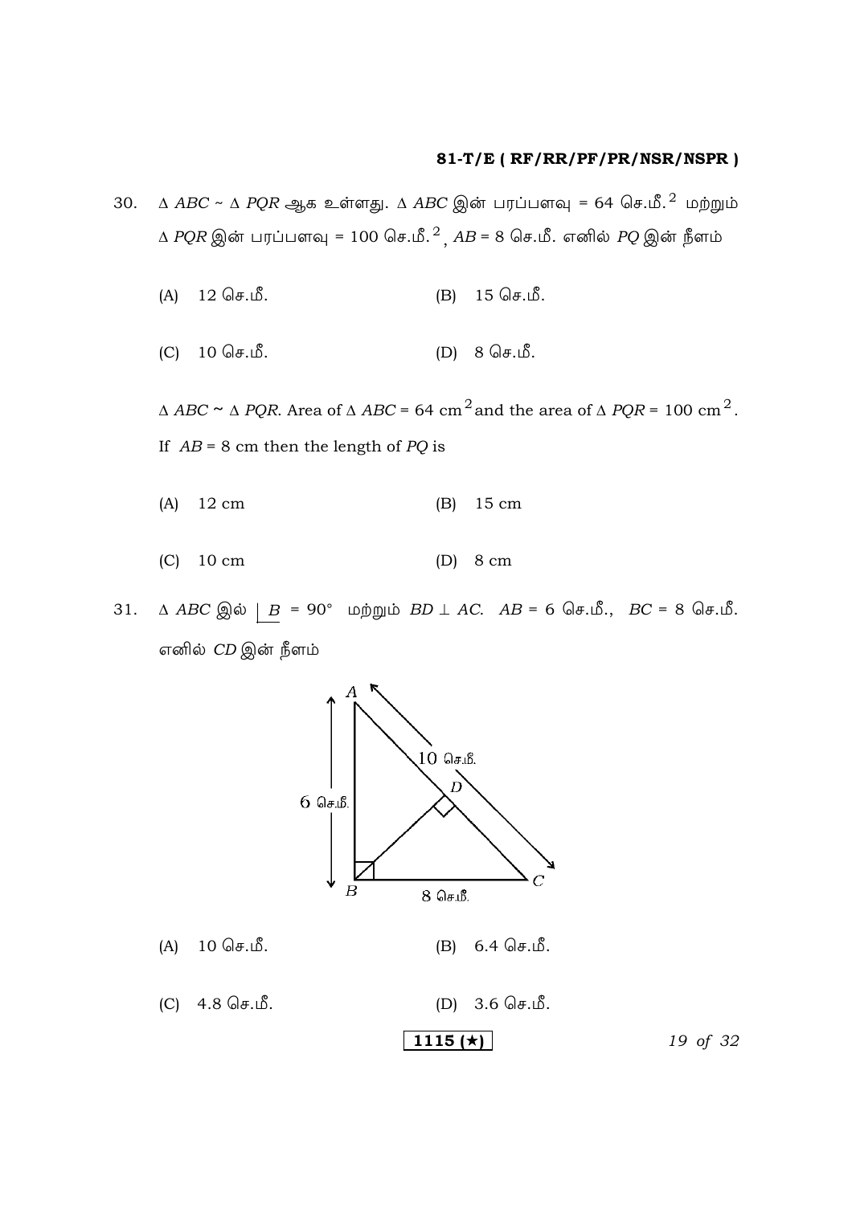30. $\Delta\ ABC \sim \Delta\ PQR$ ஆக உள்ளது. $\Delta\ ABC$ இன் பரப்பளவு = 64 செ.மீ.$^2$ மற்றும் $\Delta\ PQR$ இன் பரப்பளவு = 100 செ.மீ.$^2$, $AB$ = 8 செ.மீ. எனில் $PQ$ இன் நீளம்

(A) 12 செ.மீ. (B) 15 செ.மீ.

(C) 10 செ.மீ. (D) 8 செ.மீ.

$\Delta\ ABC \sim \Delta\ PQR$. Area of $\Delta\ ABC$ = 64 cm$^2$ and the area of $\Delta\ PQR$ = 100 cm$^2$. If $AB$ = 8 cm then the length of $PQ$ is

(A) 12 cm (B) 15 cm

(C) 10 cm (D) 8 cm

31. $\Delta\ ABC$ இல் $\angle B = 90°$ மற்றும் $BD \perp AC$. $AB$ = 6 செ.மீ., $BC$ = 8 செ.மீ. எனில் $CD$ இன் நீளம்

(A) 10 செ.மீ. (B) 6.4 செ.மீ.

(C) 4.8 செ.மீ. (D) 3.6 செ.மீ.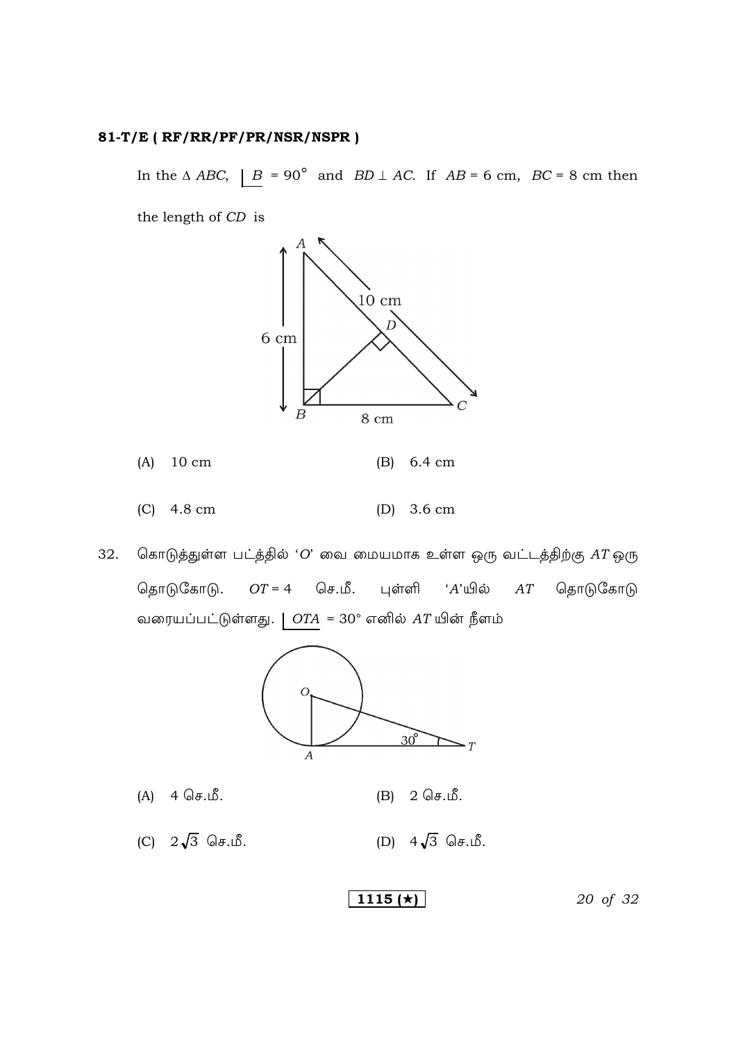In the $\Delta\ ABC$, $\underline{|B} = 90^\circ$ and $BD \perp AC$. If $AB = 6$ cm, $BC = 8$ cm then the length of $CD$ is

(A) 10 cm (B) 6.4 cm

(C) 4.8 cm (D) 3.6 cm

32. கொடுத்துள்ள படத்தில் '$O$' வை மையமாக உள்ள ஒரு வட்டத்திற்கு $AT$ ஒரு தொடுகோடு. $OT = 4$ செ.மீ. புள்ளி '$A$'யில் $AT$ தொடுகோடு வரையப்பட்டுள்ளது. $\underline{|OTA} = 30^\circ$ எனில் $AT$ யின் நீளம்

(A) 4 செ.மீ. (B) 2 செ.மீ.

(C) $2\sqrt{3}$ செ.மீ. (D) $4\sqrt{3}$ செ.மீ.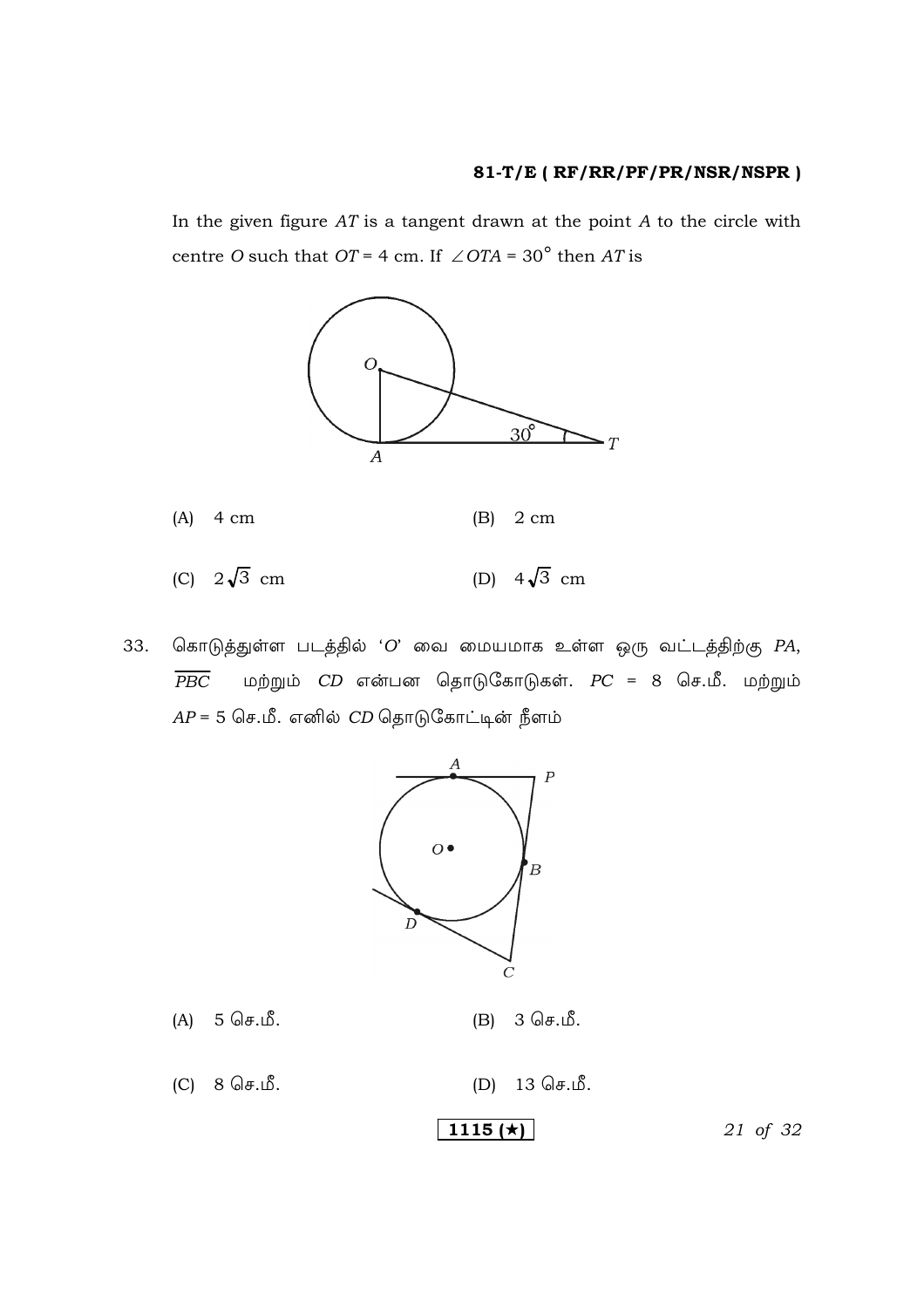In the given figure $AT$ is a tangent drawn at the point $A$ to the circle with centre $O$ such that $OT = 4$ cm. If $\angle OTA = 30^\circ$ then $AT$ is

(A) 4 cm

(B) 2 cm

(C) $2\sqrt{3}$ cm

(D) $4\sqrt{3}$ cm

33. கொடுத்துள்ள படத்தில் '$O$' வை மையமாக உள்ள ஒரு வட்டத்திற்கு $PA$, $\overline{PBC}$ மற்றும் $CD$ என்பன தொடுகோடுகள். $PC = 8$ செ.மீ. மற்றும் $AP = 5$ செ.மீ. எனில் $CD$ தொடுகோட்டின் நீளம்

(A) 5 செ.மீ.

(B) 3 செ.மீ.

(C) 8 செ.மீ.

(D) 13 செ.மீ.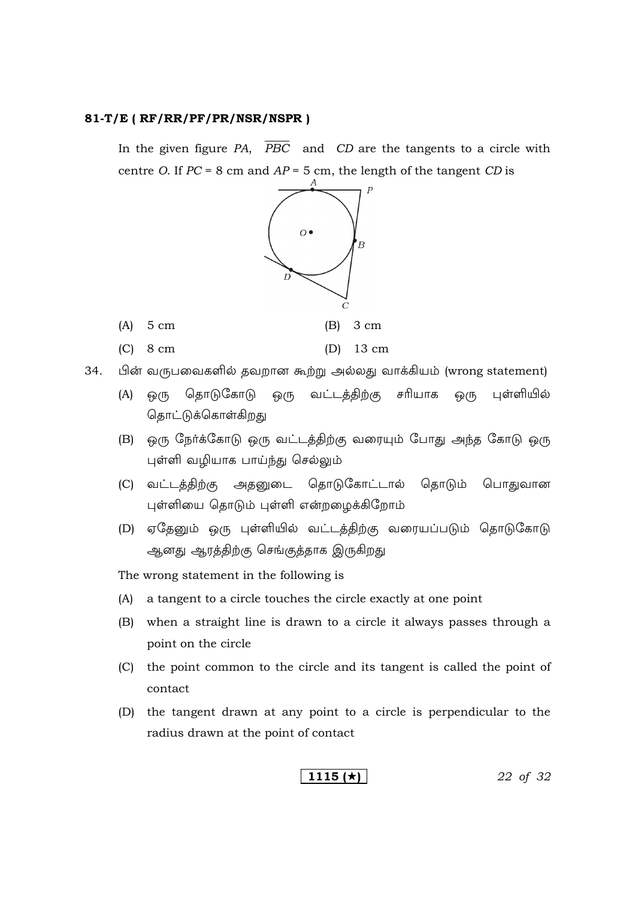In the given figure $PA$, $\overline{PBC}$ and $CD$ are the tangents to a circle with centre $O$. If $PC = 8$ cm and $AP = 5$ cm, the length of the tangent $CD$ is

(A) 5 cm (B) 3 cm

(C) 8 cm (D) 13 cm

34. பின் வருபவைகளில் தவறான கூற்று அல்லது வாக்கியம் (wrong statement)

(A) ஒரு தொடுகோடு ஒரு வட்டத்திற்கு சரியாக ஒரு புள்ளியில் தொட்டுக்கொள்கிறது

(B) ஒரு நேர்க்கோடு ஒரு வட்டத்திற்கு வரையும் போது அந்த கோடு ஒரு புள்ளி வழியாக பாய்ந்து செல்லும்

(C) வட்டத்திற்கு அதனுடை தொடுகோட்டால் தொடும் பொதுவான புள்ளியை தொடும் புள்ளி என்றழைக்கிறோம்

(D) ஏதேனும் ஒரு புள்ளியில் வட்டத்திற்கு வரையப்படும் தொடுகோடு ஆனது ஆரத்திற்கு செங்குத்தாக இருகிறது

The wrong statement in the following is

(A) a tangent to a circle touches the circle exactly at one point

(B) when a straight line is drawn to a circle it always passes through a point on the circle

(C) the point common to the circle and its tangent is called the point of contact

(D) the tangent drawn at any point to a circle is perpendicular to the radius drawn at the point of contact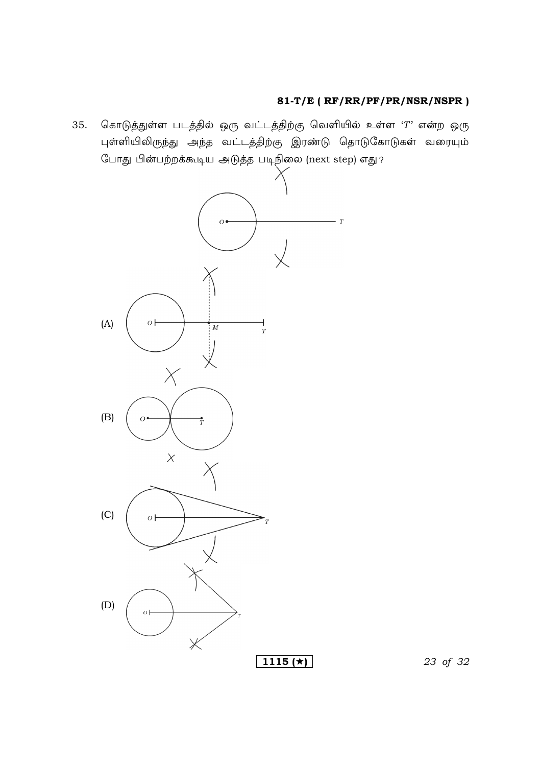35. கொடுத்துள்ள படத்தில் ஒரு வட்டத்திற்கு வெளியில் உள்ள '$T$' என்ற ஒரு புள்ளியிலிருந்து அந்த வட்டத்திற்கு இரண்டு தொடுகோடுகள் வரையும் போது பின்பற்றக்கூடிய அடுத்த படிநிலை (next step) எது?

(A)

(B)

(C)

(D)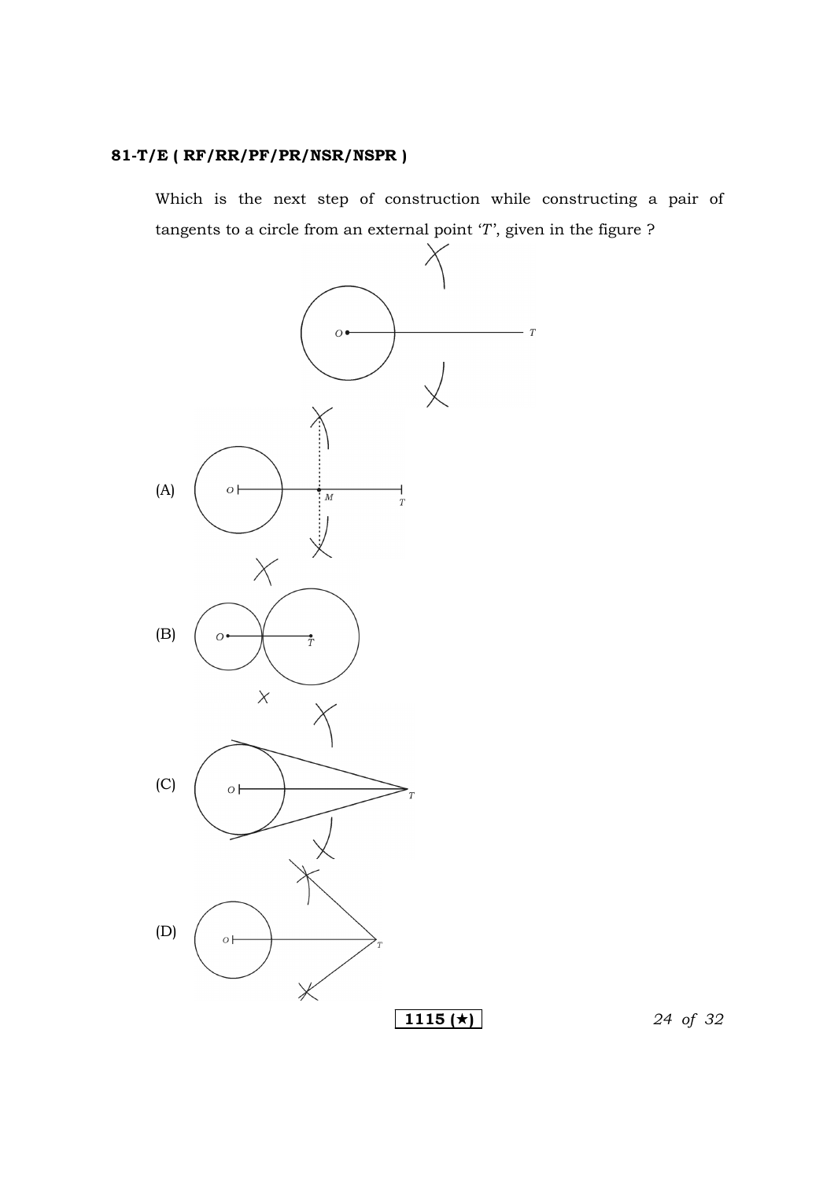**81-T/E ( RF/RR/PF/PR/NSR/NSPR )**

Which is the next step of construction while constructing a pair of tangents to a circle from an external point '$T$', given in the figure ?

(A)

(B)

(C)

(D)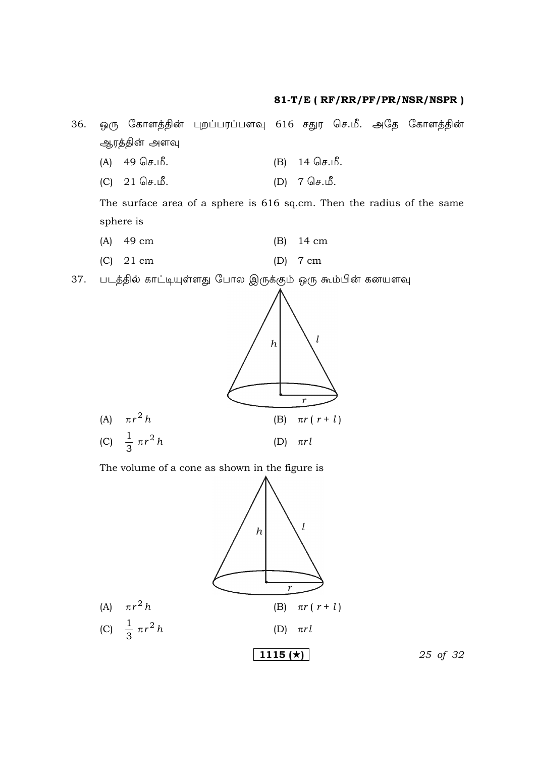36. ஒரு கோளத்தின் புறப்பரப்பளவு 616 சதுர செ.மீ. அதே கோளத்தின் ஆரத்தின் அளவு

(A) 49 செ.மீ. (B) 14 செ.மீ.

(C) 21 செ.மீ. (D) 7 செ.மீ.

The surface area of a sphere is 616 sq.cm. Then the radius of the same sphere is

(A) 49 cm (B) 14 cm

(C) 21 cm (D) 7 cm

37. படத்தில் காட்டியுள்ளது போல இருக்கும் ஒரு கூம்பின் கனயளவு

(A) $\pi r^2 h$ (B) $\pi r ( r + l )$

(C) $\frac{1}{3} \pi r^2 h$ (D) $\pi r l$

The volume of a cone as shown in the figure is

(A) $\pi r^2 h$ (B) $\pi r ( r + l )$

(C) $\frac{1}{3} \pi r^2 h$ (D) $\pi r l$

**1115 (★)**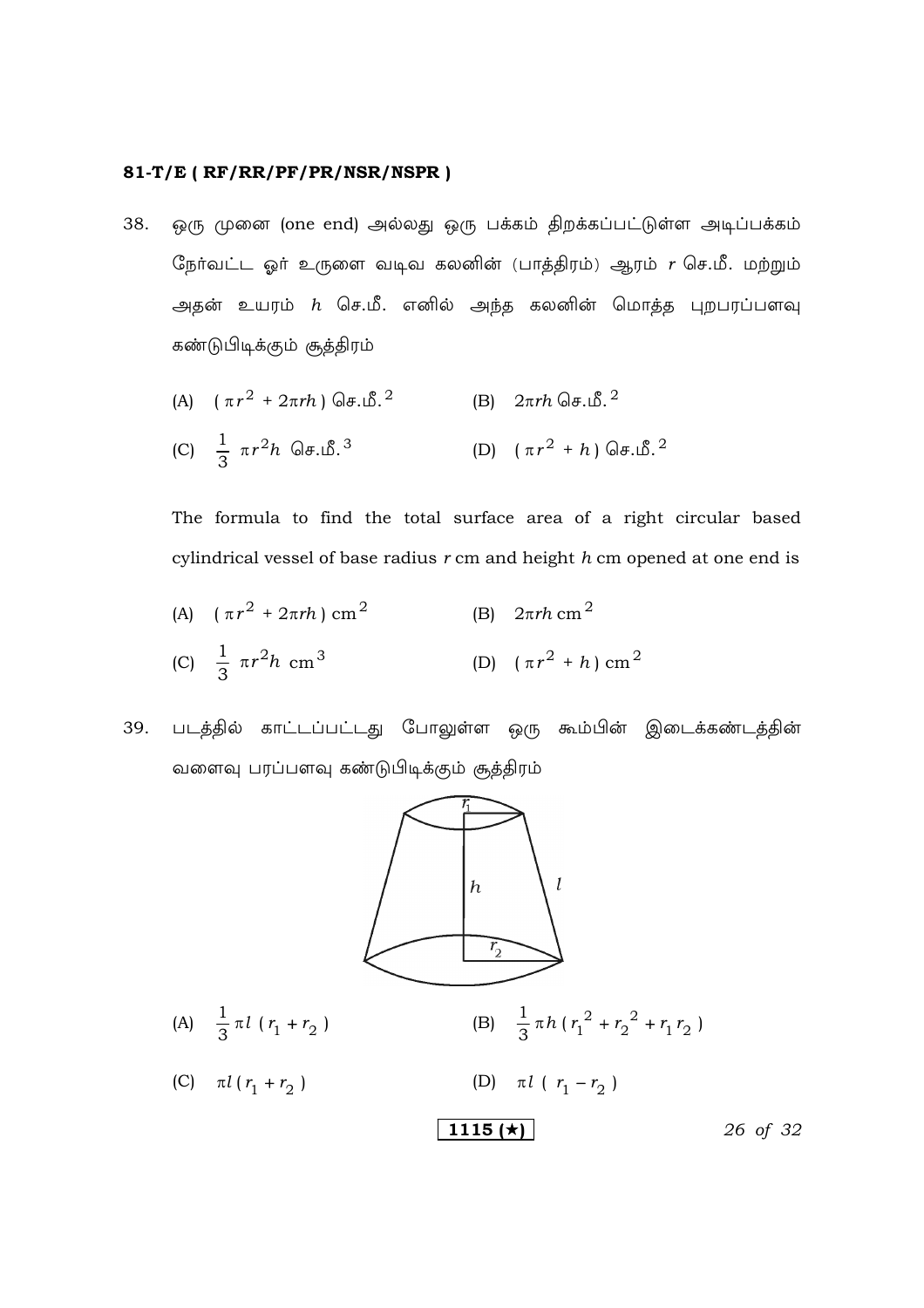38. ஒரு முனை (one end) அல்லது ஒரு பக்கம் திறக்கப்பட்டுள்ள அடிப்பக்கம் நேர்வட்ட ஓர் உருளை வடிவ கலனின் (பாத்திரம்) ஆரம் $r$ செ.மீ. மற்றும் அதன் உயரம் $h$ செ.மீ. எனில் அந்த கலனின் மொத்த புறபரப்பளவு கண்டுபிடிக்கும் சூத்திரம்

(A) $(\pi r^2 + 2\pi rh)$ செ.மீ.$^2$  (B) $2\pi rh$ செ.மீ.$^2$

(C) $\frac{1}{3}\pi r^2 h$ செ.மீ.$^3$  (D) $(\pi r^2 + h)$ செ.மீ.$^2$

The formula to find the total surface area of a right circular based cylindrical vessel of base radius $r$ cm and height $h$ cm opened at one end is

(A) $(\pi r^2 + 2\pi rh)$ cm$^2$  (B) $2\pi rh$ cm$^2$

(C) $\frac{1}{3}\pi r^2 h$ cm$^3$  (D) $(\pi r^2 + h)$ cm$^2$

39. படத்தில் காட்டப்பட்டது போலுள்ள ஒரு கூம்பின் இடைக்கண்டத்தின் வளைவு பரப்பளவு கண்டுபிடிக்கும் சூத்திரம்

(A) $\frac{1}{3}\pi l (r_1 + r_2)$  (B) $\frac{1}{3}\pi h (r_1^2 + r_2^2 + r_1 r_2)$

(C) $\pi l (r_1 + r_2)$  (D) $\pi l (r_1 - r_2)$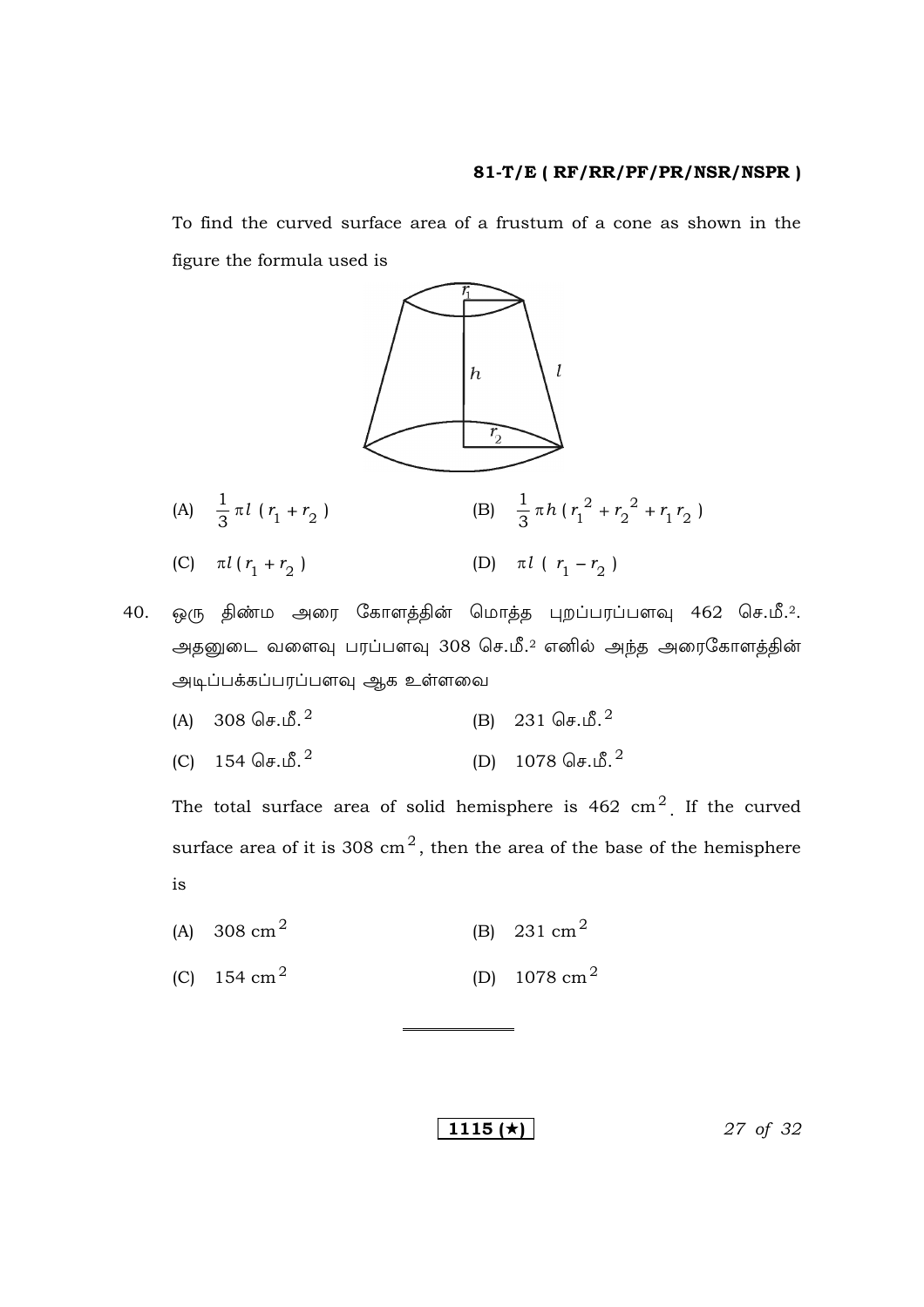To find the curved surface area of a frustum of a cone as shown in the figure the formula used is

(A) $\frac{1}{3}\pi l\,(r_1 + r_2)$

(B) $\frac{1}{3}\pi h\,(r_1^2 + r_2^2 + r_1 r_2)$

(C) $\pi l\,(r_1 + r_2)$

(D) $\pi l\,(r_1 - r_2)$

40. ஒரு திண்ம அரை கோளத்தின் மொத்த புறப்பரப்பளவு 462 செ.மீ.². அதனுடை வளைவு பரப்பளவு 308 செ.மீ.² எனில் அந்த அரைகோளத்தின் அடிப்பக்கப்பரப்பளவு ஆக உள்ளவை

(A) 308 செ.மீ.$^2$

(B) 231 செ.மீ.$^2$

(C) 154 செ.மீ.$^2$

(D) 1078 செ.மீ.$^2$

The total surface area of solid hemisphere is 462 cm$^2$. If the curved surface area of it is 308 cm$^2$, then the area of the base of the hemisphere is

(A) 308 cm$^2$

(B) 231 cm$^2$

(C) 154 cm$^2$

(D) 1078 cm$^2$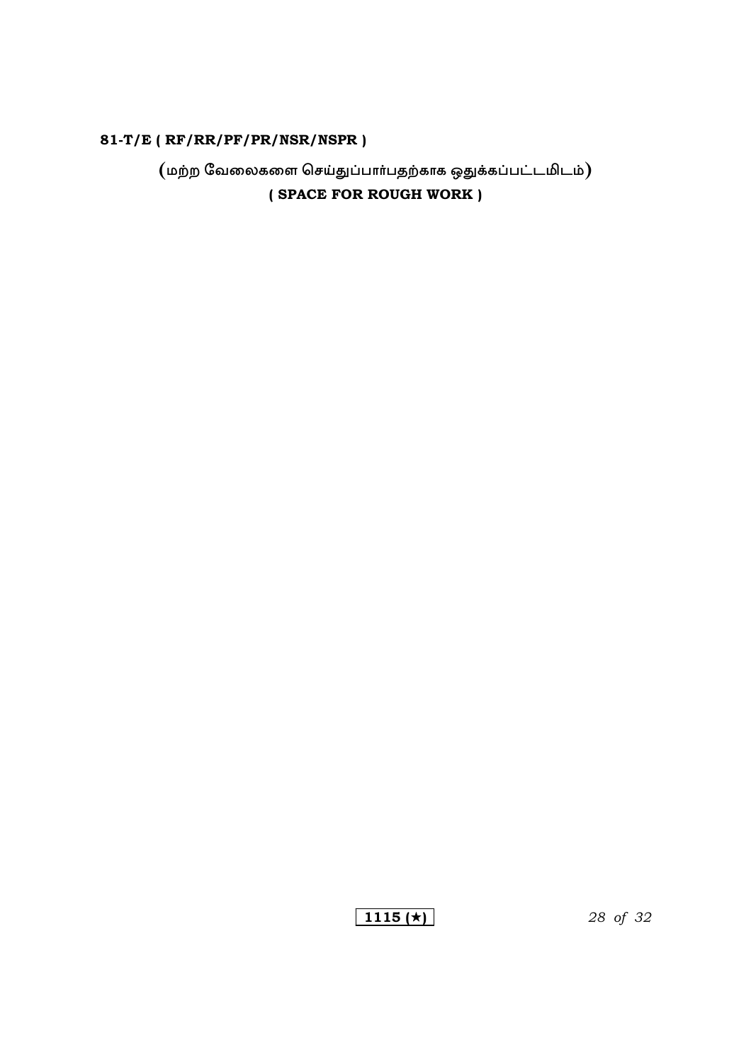(மற்ற வேலைகளை செய்துப்பார்பதற்காக ஒதுக்கப்பட்டமிடம்)

( SPACE FOR ROUGH WORK )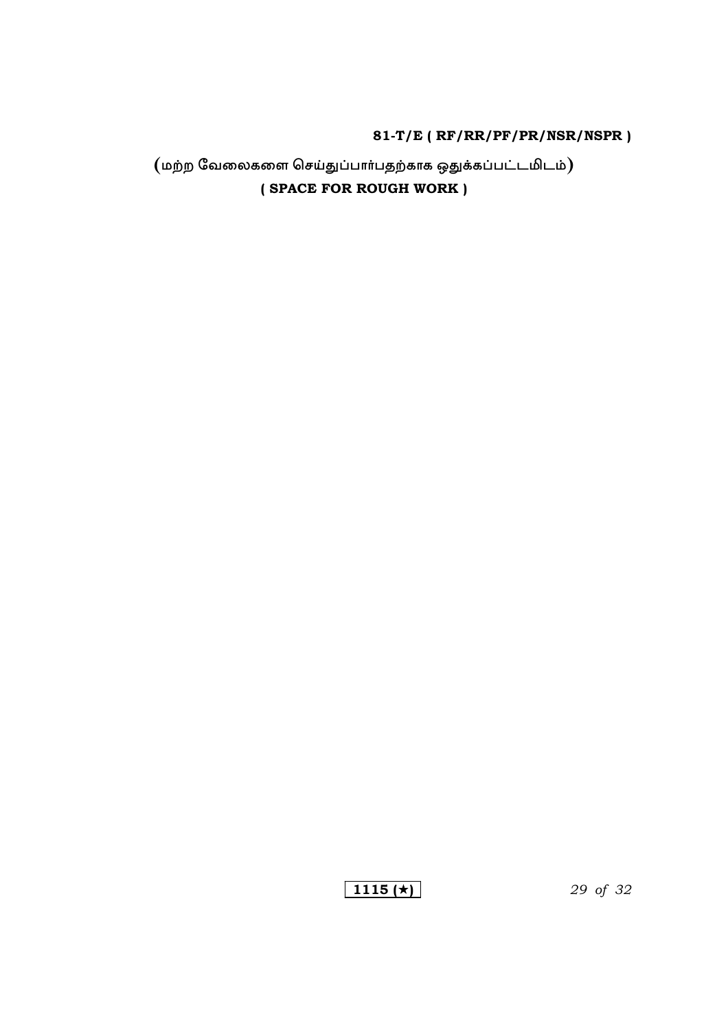(மற்ற வேலைகளை செய்துப்பார்பதற்காக ஒதுக்கப்பட்டமிடம்)

**( SPACE FOR ROUGH WORK )**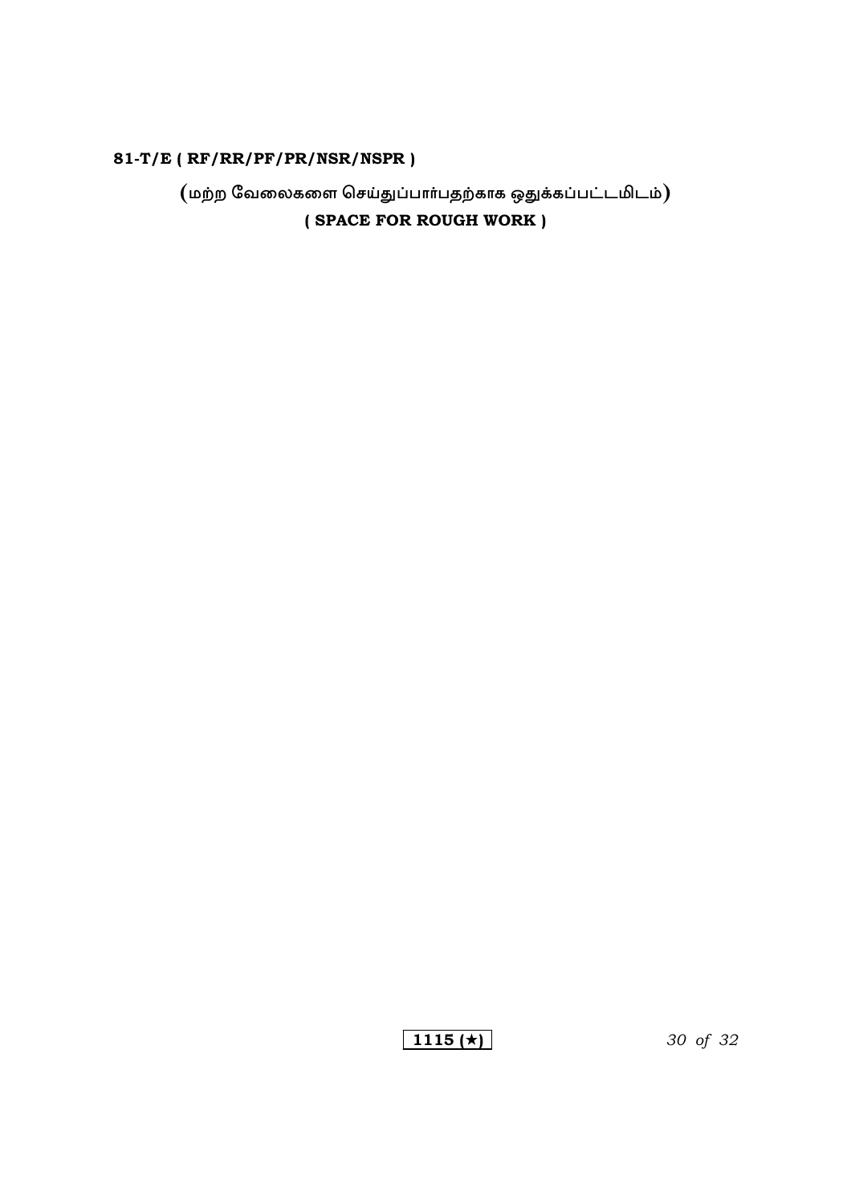(மற்ற வேலைகளை செய்துப்பார்பதற்காக ஒதுக்கப்பட்டமிடம்)

( SPACE FOR ROUGH WORK )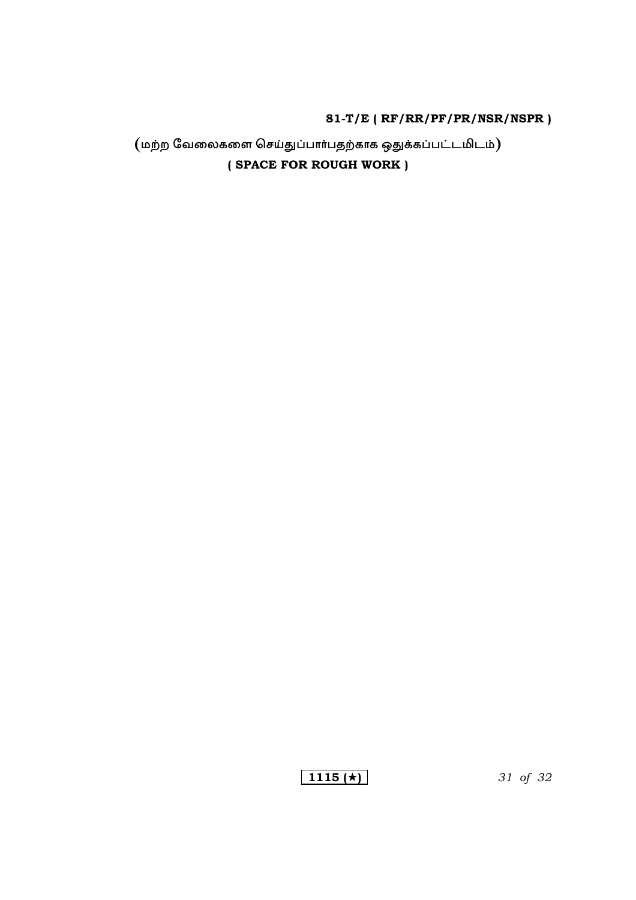(மற்ற வேலைகளை செய்துப்பார்பதற்காக ஒதுக்கப்பட்டமிடம்)

**( SPACE FOR ROUGH WORK )**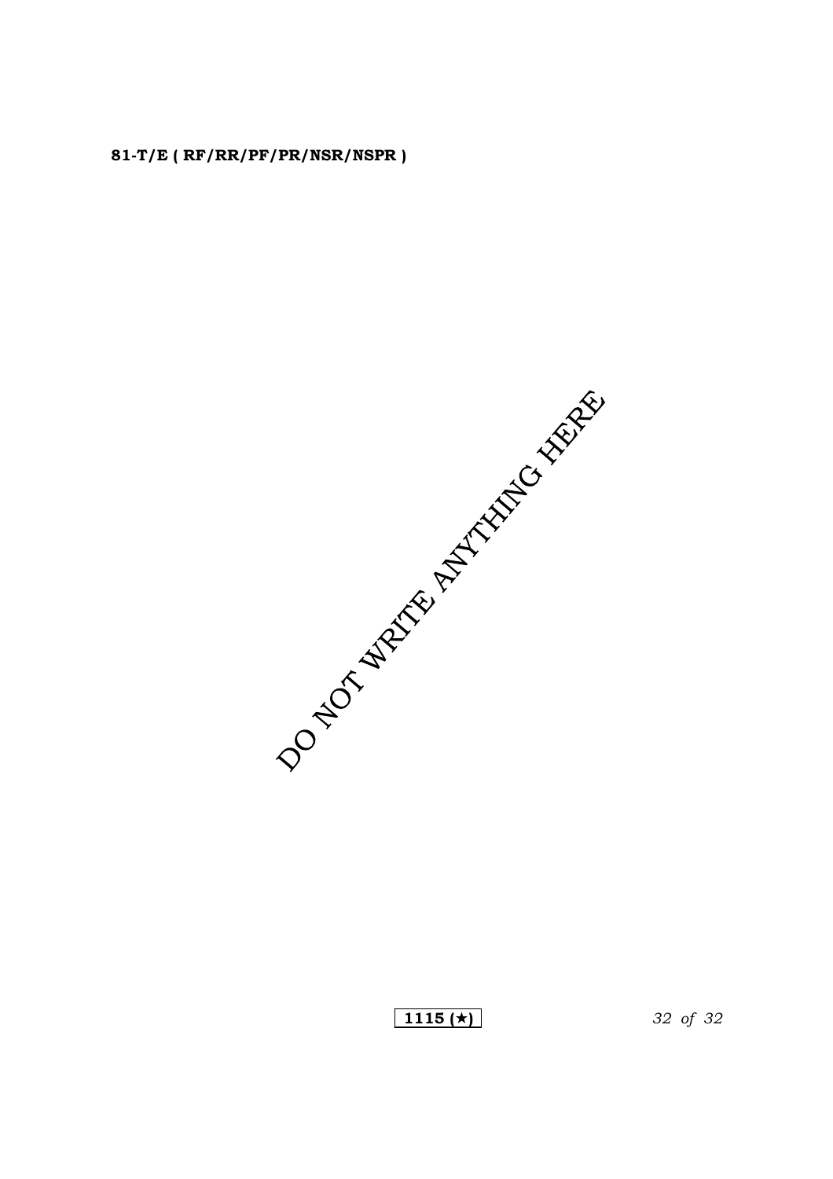DO NOT WRITE ANYTHING HERE